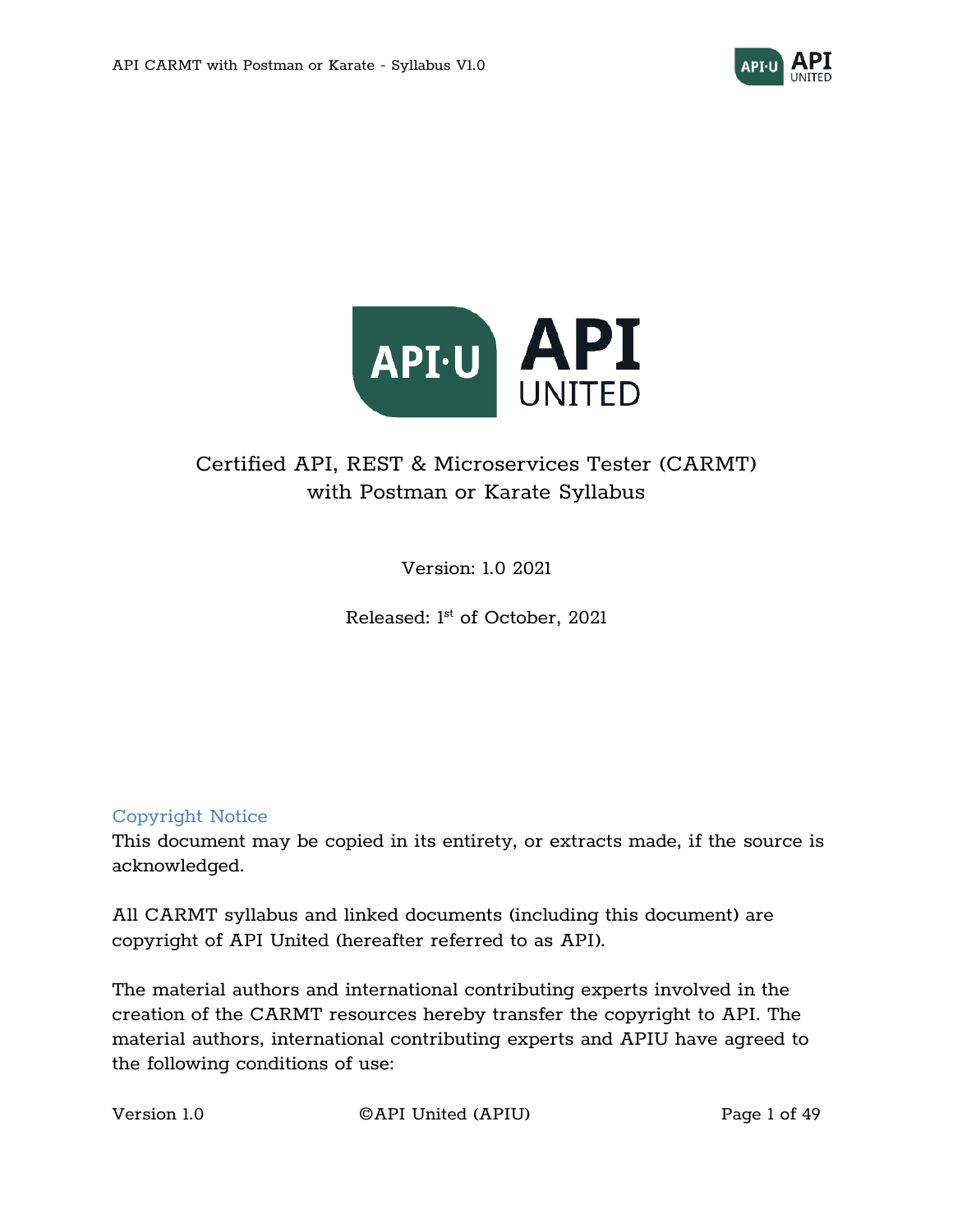# Certified API, REST & Microservices Tester (CARMT) with Postman or Karate Syllabus

Version: 1.0 2021

Released: 1[st] of October, 2021

## Copyright Notice

This document may be copied in its entirety, or extracts made, if the source is acknowledged.

All CARMT syllabus and linked documents (including this document) are copyright of API United (hereafter referred to as API).

The material authors and international contributing experts involved in the creation of the CARMT resources hereby transfer the copyright to API. The material authors, international contributing experts and APIU have agreed to the following conditions of use: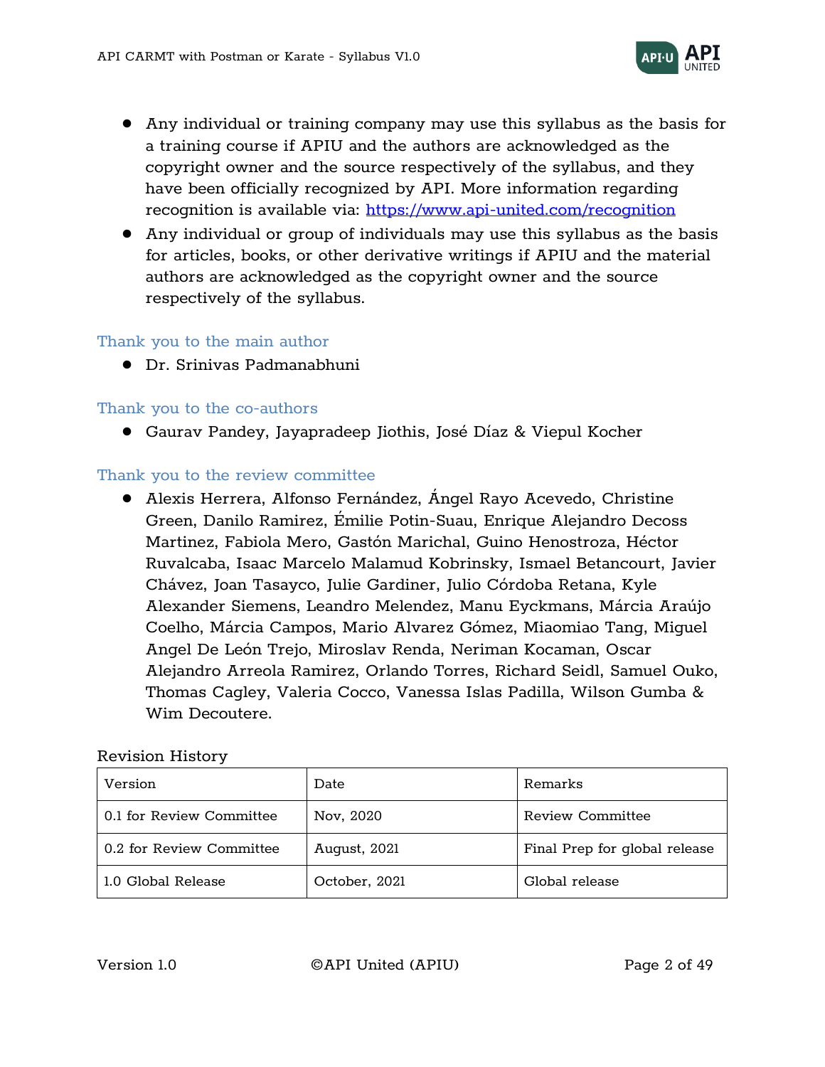- Any individual or training company may use this syllabus as the basis for a training course if APIU and the authors are acknowledged as the copyright owner and the source respectively of the syllabus, and they have been officially recognized by API. More information regarding recognition is available via: [https://www.api-united.com/recognition](https://www.api-united.com/recognition)
- Any individual or group of individuals may use this syllabus as the basis for articles, books, or other derivative writings if APIU and the material authors are acknowledged as the copyright owner and the source respectively of the syllabus.

## Thank you to the main author

- Dr. Srinivas Padmanabhuni

## Thank you to the co-authors

- Gaurav Pandey, Jayapradeep Jiothis, José Díaz & Viepul Kocher

## Thank you to the review committee

- Alexis Herrera, Alfonso Fernández, Ángel Rayo Acevedo, Christine Green, Danilo Ramirez, Émilie Potin-Suau, Enrique Alejandro Decoss Martinez, Fabiola Mero, Gastón Marichal, Guino Henostroza, Héctor Ruvalcaba, Isaac Marcelo Malamud Kobrinsky, Ismael Betancourt, Javier Chávez, Joan Tasayco, Julie Gardiner, Julio Córdoba Retana, Kyle Alexander Siemens, Leandro Melendez, Manu Eyckmans, Márcia Araújo Coelho, Márcia Campos, Mario Alvarez Gómez, Miaomiao Tang, Miguel Angel De León Trejo, Miroslav Renda, Neriman Kocaman, Oscar Alejandro Arreola Ramirez, Orlando Torres, Richard Seidl, Samuel Ouko, Thomas Cagley, Valeria Cocco, Vanessa Islas Padilla, Wilson Gumba & Wim Decoutere.

Revision History

| Version | Date | Remarks |
|---|---|---|
| 0.1 for Review Committee | Nov, 2020 | Review Committee |
| 0.2 for Review Committee | August, 2021 | Final Prep for global release |
| 1.0 Global Release | October, 2021 | Global release |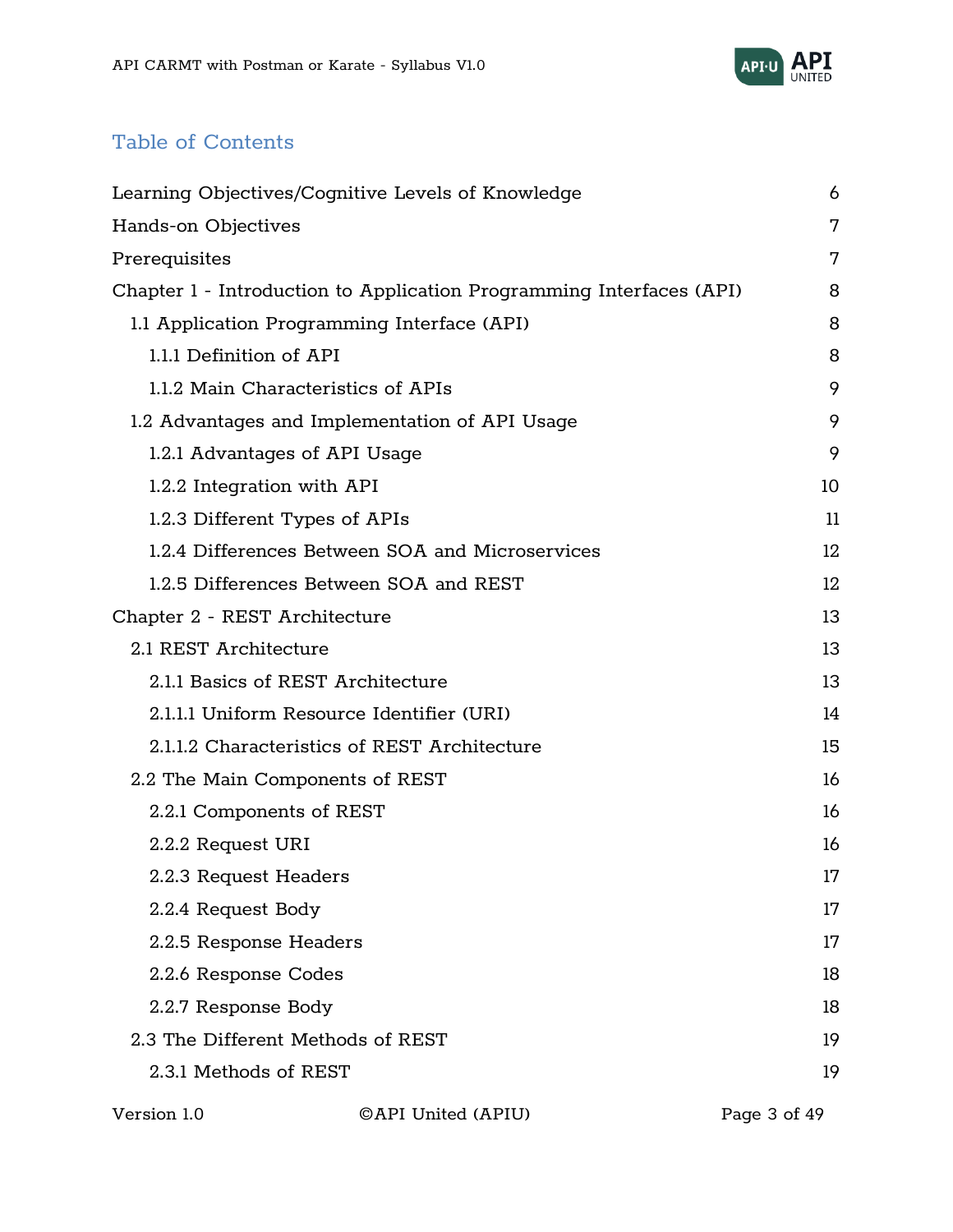## Table of Contents

- Learning Objectives/Cognitive Levels of Knowledge 6
- Hands-on Objectives 7
- Prerequisites 7
- Chapter 1 - Introduction to Application Programming Interfaces (API) 8
  - 1.1 Application Programming Interface (API) 8
    - 1.1.1 Definition of API 8
    - 1.1.2 Main Characteristics of APIs 9
  - 1.2 Advantages and Implementation of API Usage 9
    - 1.2.1 Advantages of API Usage 9
    - 1.2.2 Integration with API 10
    - 1.2.3 Different Types of APIs 11
    - 1.2.4 Differences Between SOA and Microservices 12
    - 1.2.5 Differences Between SOA and REST 12
- Chapter 2 - REST Architecture 13
  - 2.1 REST Architecture 13
    - 2.1.1 Basics of REST Architecture 13
    - 2.1.1.1 Uniform Resource Identifier (URI) 14
    - 2.1.1.2 Characteristics of REST Architecture 15
  - 2.2 The Main Components of REST 16
    - 2.2.1 Components of REST 16
    - 2.2.2 Request URI 16
    - 2.2.3 Request Headers 17
    - 2.2.4 Request Body 17
    - 2.2.5 Response Headers 17
    - 2.2.6 Response Codes 18
    - 2.2.7 Response Body 18
  - 2.3 The Different Methods of REST 19
    - 2.3.1 Methods of REST 19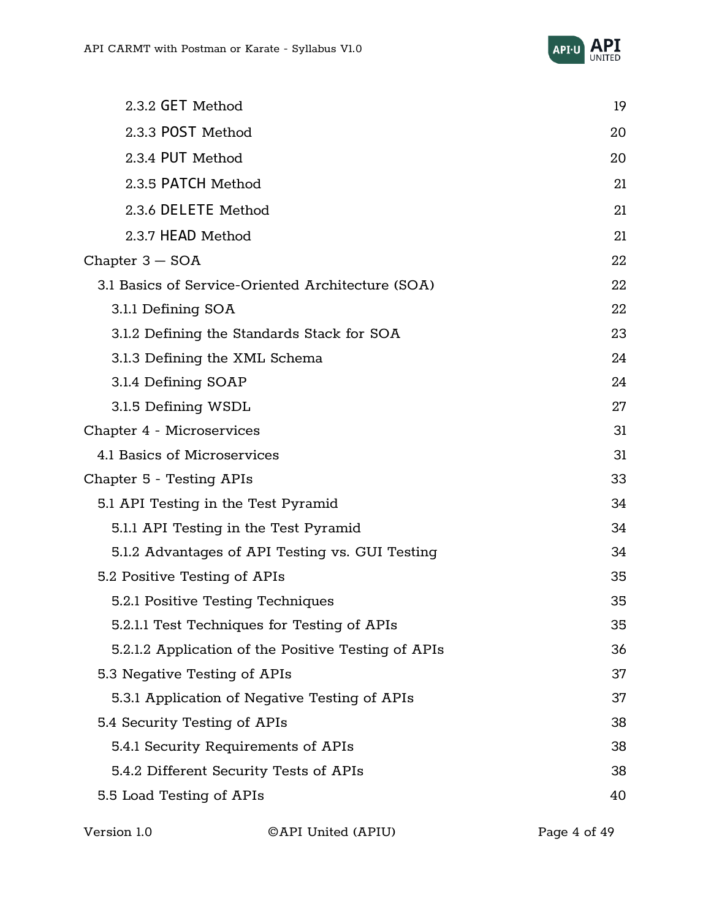| | |
|---|---|
| 2.3.2 GET Method | 19 |
| 2.3.3 POST Method | 20 |
| 2.3.4 PUT Method | 20 |
| 2.3.5 PATCH Method | 21 |
| 2.3.6 DELETE Method | 21 |
| 2.3.7 HEAD Method | 21 |
| Chapter 3 — SOA | 22 |
| 3.1 Basics of Service-Oriented Architecture (SOA) | 22 |
| 3.1.1 Defining SOA | 22 |
| 3.1.2 Defining the Standards Stack for SOA | 23 |
| 3.1.3 Defining the XML Schema | 24 |
| 3.1.4 Defining SOAP | 24 |
| 3.1.5 Defining WSDL | 27 |
| Chapter 4 - Microservices | 31 |
| 4.1 Basics of Microservices | 31 |
| Chapter 5 - Testing APIs | 33 |
| 5.1 API Testing in the Test Pyramid | 34 |
| 5.1.1 API Testing in the Test Pyramid | 34 |
| 5.1.2 Advantages of API Testing vs. GUI Testing | 34 |
| 5.2 Positive Testing of APIs | 35 |
| 5.2.1 Positive Testing Techniques | 35 |
| 5.2.1.1 Test Techniques for Testing of APIs | 35 |
| 5.2.1.2 Application of the Positive Testing of APIs | 36 |
| 5.3 Negative Testing of APIs | 37 |
| 5.3.1 Application of Negative Testing of APIs | 37 |
| 5.4 Security Testing of APIs | 38 |
| 5.4.1 Security Requirements of APIs | 38 |
| 5.4.2 Different Security Tests of APIs | 38 |
| 5.5 Load Testing of APIs | 40 |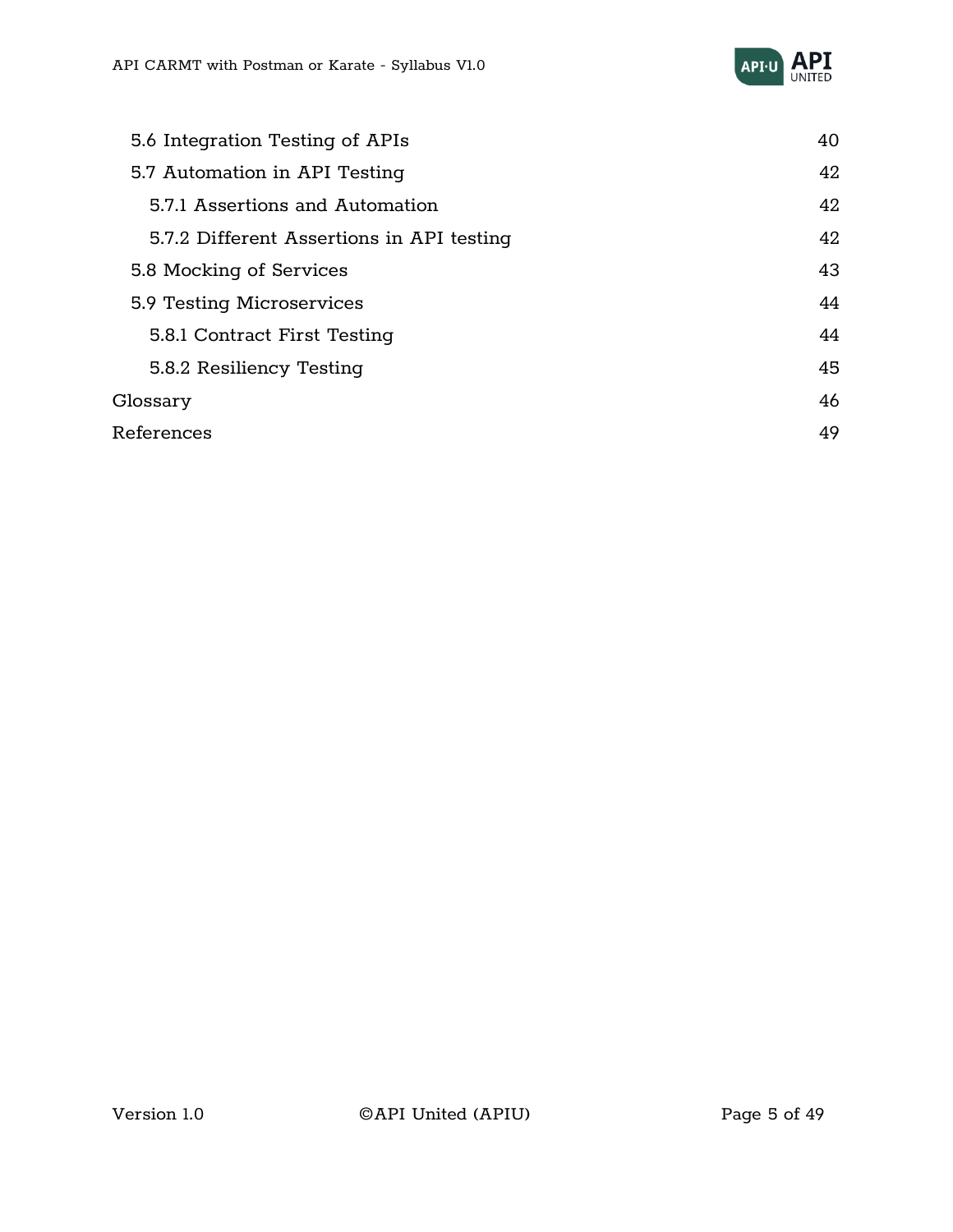5.6 Integration Testing of APIs 40

5.7 Automation in API Testing 42

5.7.1 Assertions and Automation 42

5.7.2 Different Assertions in API testing 42

5.8 Mocking of Services 43

5.9 Testing Microservices 44

5.8.1 Contract First Testing 44

5.8.2 Resiliency Testing 45

Glossary 46

References 49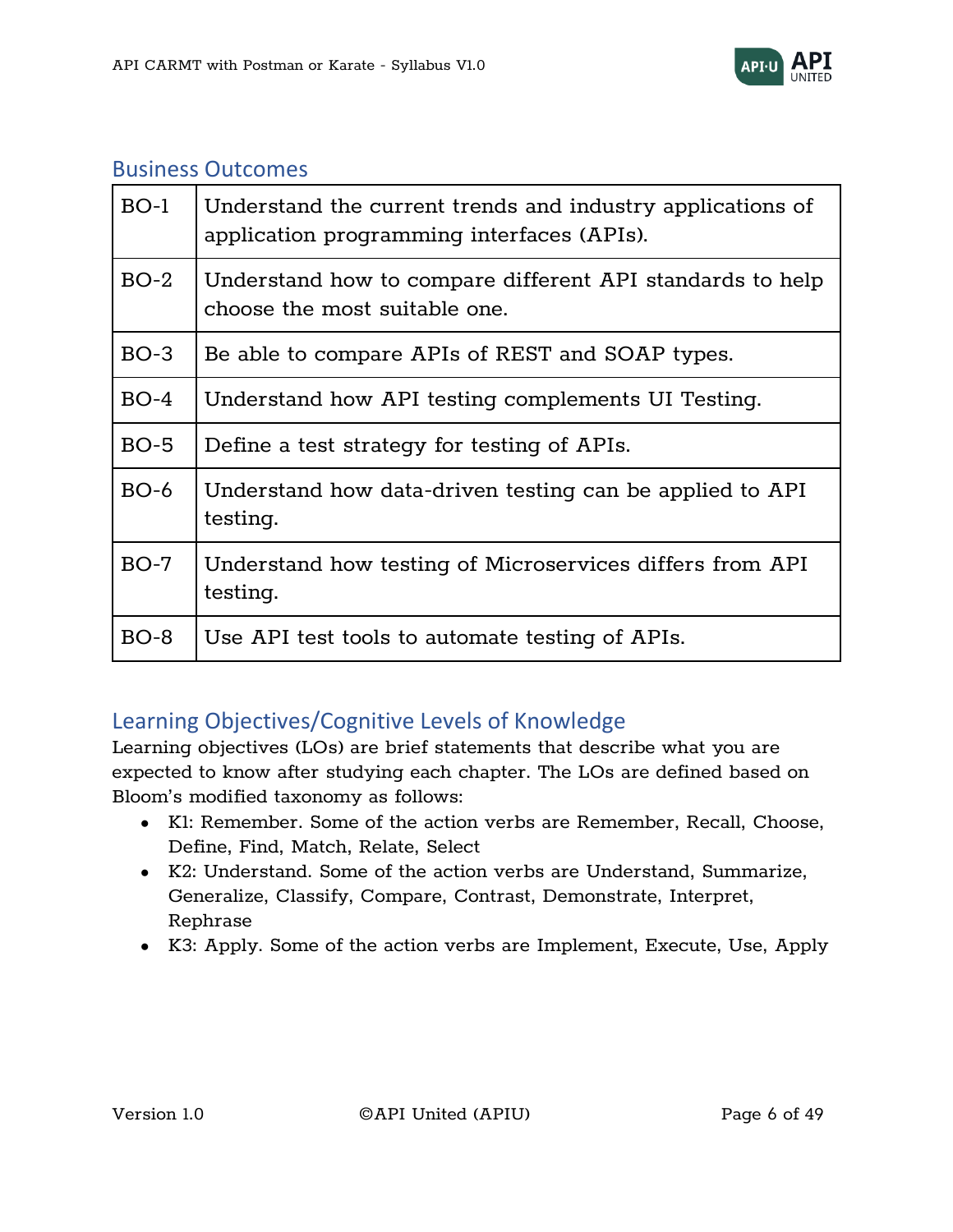## Business Outcomes

| | |
|---|---|
| BO-1 | Understand the current trends and industry applications of application programming interfaces (APIs). |
| BO-2 | Understand how to compare different API standards to help choose the most suitable one. |
| BO-3 | Be able to compare APIs of REST and SOAP types. |
| BO-4 | Understand how API testing complements UI Testing. |
| BO-5 | Define a test strategy for testing of APIs. |
| BO-6 | Understand how data-driven testing can be applied to API testing. |
| BO-7 | Understand how testing of Microservices differs from API testing. |
| BO-8 | Use API test tools to automate testing of APIs. |

## Learning Objectives/Cognitive Levels of Knowledge

Learning objectives (LOs) are brief statements that describe what you are expected to know after studying each chapter. The LOs are defined based on Bloom's modified taxonomy as follows:

- K1: Remember. Some of the action verbs are Remember, Recall, Choose, Define, Find, Match, Relate, Select
- K2: Understand. Some of the action verbs are Understand, Summarize, Generalize, Classify, Compare, Contrast, Demonstrate, Interpret, Rephrase
- K3: Apply. Some of the action verbs are Implement, Execute, Use, Apply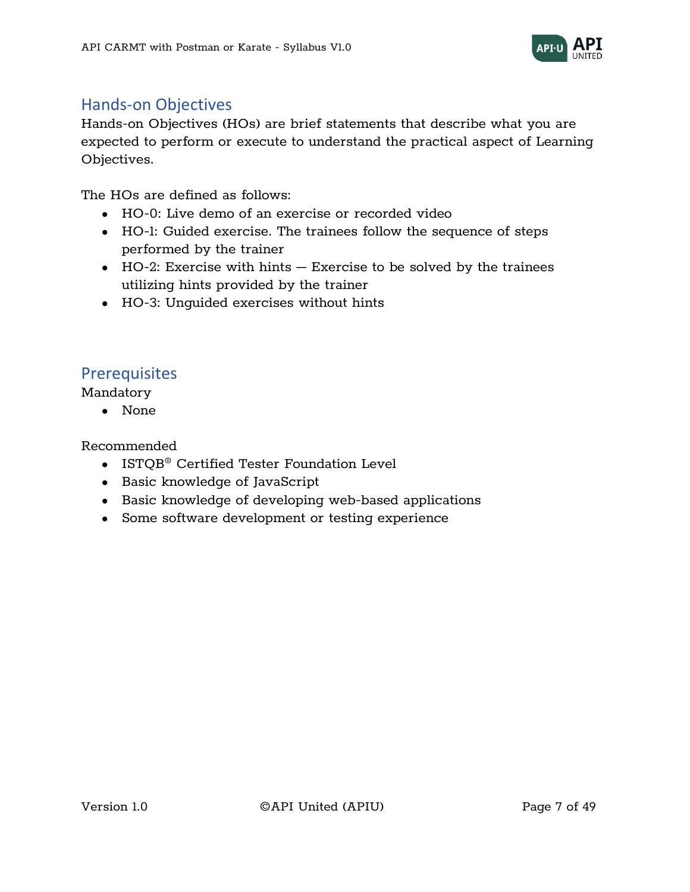## Hands-on Objectives

Hands-on Objectives (HOs) are brief statements that describe what you are expected to perform or execute to understand the practical aspect of Learning Objectives.

The HOs are defined as follows:

- HO-0: Live demo of an exercise or recorded video
- HO-1: Guided exercise. The trainees follow the sequence of steps performed by the trainer
- HO-2: Exercise with hints — Exercise to be solved by the trainees utilizing hints provided by the trainer
- HO-3: Unguided exercises without hints

## Prerequisites

Mandatory

- None

Recommended

- ISTQB® Certified Tester Foundation Level
- Basic knowledge of JavaScript
- Basic knowledge of developing web-based applications
- Some software development or testing experience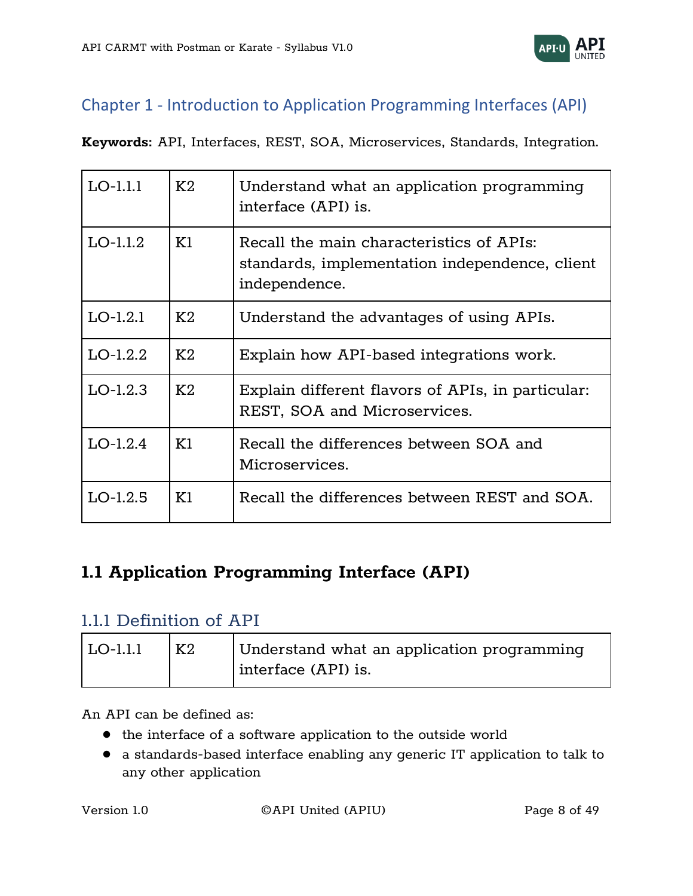## Chapter 1 - Introduction to Application Programming Interfaces (API)

**Keywords:** API, Interfaces, REST, SOA, Microservices, Standards, Integration.

| | | |
|---|---|---|
| LO-1.1.1 | K2 | Understand what an application programming interface (API) is. |
| LO-1.1.2 | K1 | Recall the main characteristics of APIs: standards, implementation independence, client independence. |
| LO-1.2.1 | K2 | Understand the advantages of using APIs. |
| LO-1.2.2 | K2 | Explain how API-based integrations work. |
| LO-1.2.3 | K2 | Explain different flavors of APIs, in particular: REST, SOA and Microservices. |
| LO-1.2.4 | K1 | Recall the differences between SOA and Microservices. |
| LO-1.2.5 | K1 | Recall the differences between REST and SOA. |

## 1.1 Application Programming Interface (API)

### 1.1.1 Definition of API

| | | |
|---|---|---|
| LO-1.1.1 | K2 | Understand what an application programming interface (API) is. |

An API can be defined as:

- the interface of a software application to the outside world
- a standards-based interface enabling any generic IT application to talk to any other application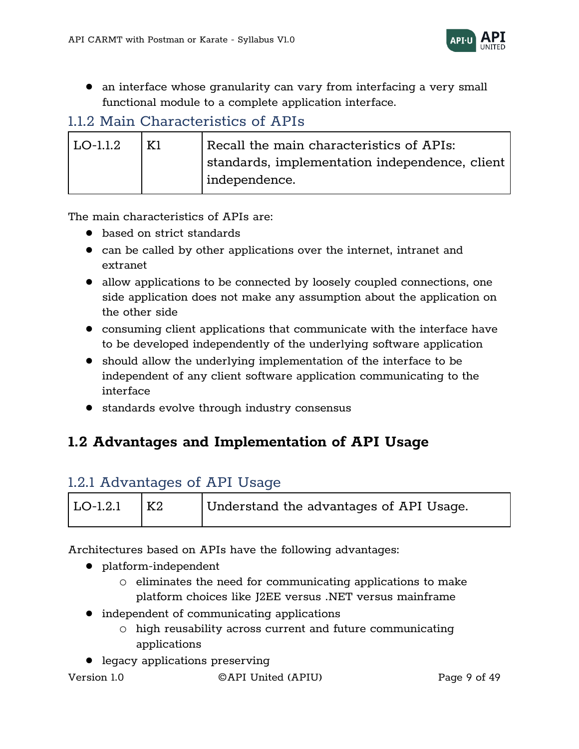- an interface whose granularity can vary from interfacing a very small functional module to a complete application interface.

### 1.1.2 Main Characteristics of APIs

| LO-1.1.2 | K1 | Recall the main characteristics of APIs: standards, implementation independence, client independence. |
|---|---|---|

The main characteristics of APIs are:

- based on strict standards
- can be called by other applications over the internet, intranet and extranet
- allow applications to be connected by loosely coupled connections, one side application does not make any assumption about the application on the other side
- consuming client applications that communicate with the interface have to be developed independently of the underlying software application
- should allow the underlying implementation of the interface to be independent of any client software application communicating to the interface
- standards evolve through industry consensus

## 1.2 Advantages and Implementation of API Usage

### 1.2.1 Advantages of API Usage

| LO-1.2.1 | K2 | Understand the advantages of API Usage. |
|---|---|---|

Architectures based on APIs have the following advantages:

- platform-independent
  - eliminates the need for communicating applications to make platform choices like J2EE versus .NET versus mainframe
- independent of communicating applications
  - high reusability across current and future communicating applications
- legacy applications preserving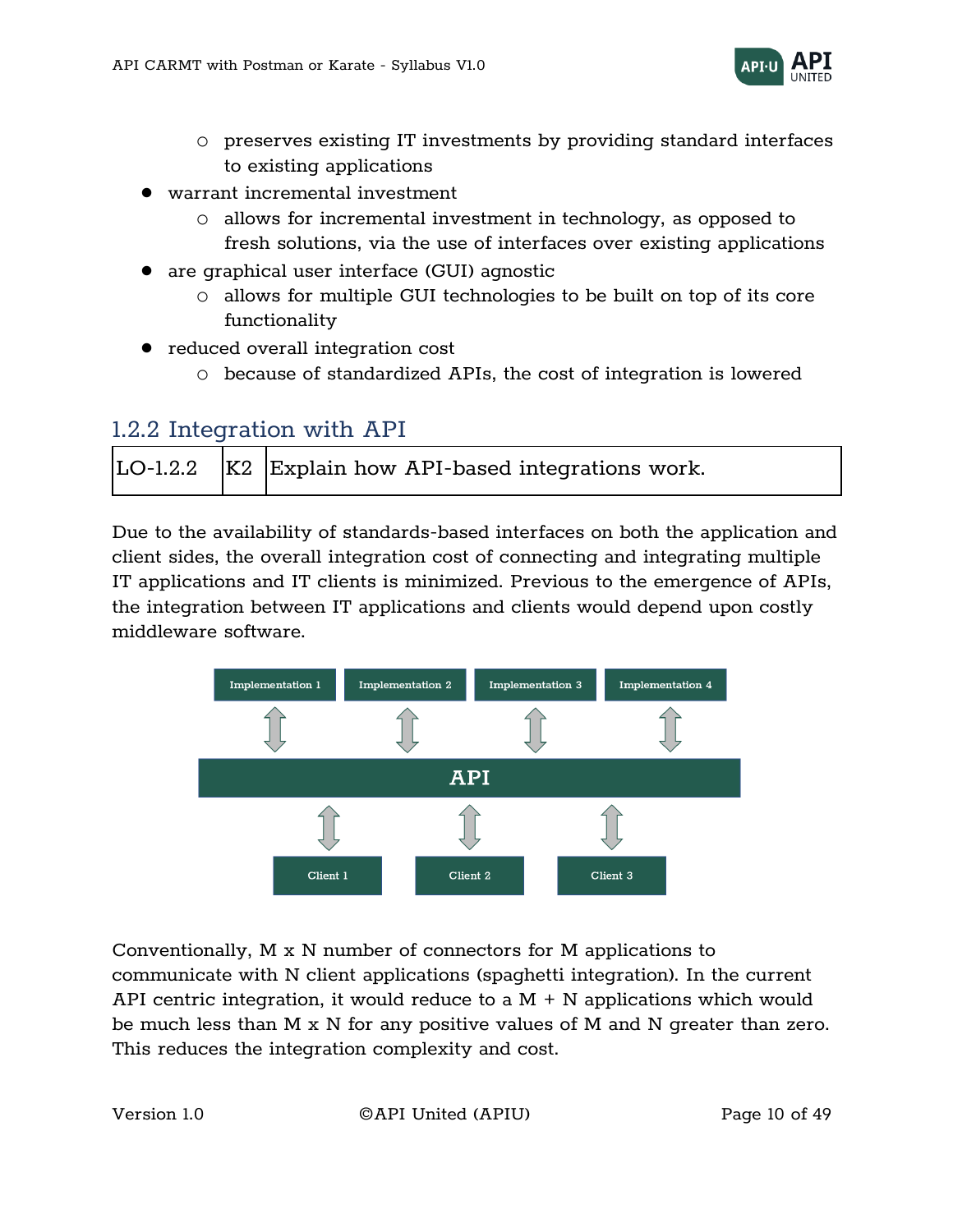- preserves existing IT investments by providing standard interfaces to existing applications
- warrant incremental investment
    - allows for incremental investment in technology, as opposed to fresh solutions, via the use of interfaces over existing applications
- are graphical user interface (GUI) agnostic
    - allows for multiple GUI technologies to be built on top of its core functionality
- reduced overall integration cost
    - because of standardized APIs, the cost of integration is lowered

### 1.2.2 Integration with API

| LO-1.2.2 | K2 | Explain how API-based integrations work. |
|---|---|---|

Due to the availability of standards-based interfaces on both the application and client sides, the overall integration cost of connecting and integrating multiple IT applications and IT clients is minimized. Previous to the emergence of APIs, the integration between IT applications and clients would depend upon costly middleware software.

Implementation 1 | Implementation 2 | Implementation 3 | Implementation 4

API

Client 1 | Client 2 | Client 3

Conventionally, M x N number of connectors for M applications to communicate with N client applications (spaghetti integration). In the current API centric integration, it would reduce to a M + N applications which would be much less than M x N for any positive values of M and N greater than zero. This reduces the integration complexity and cost.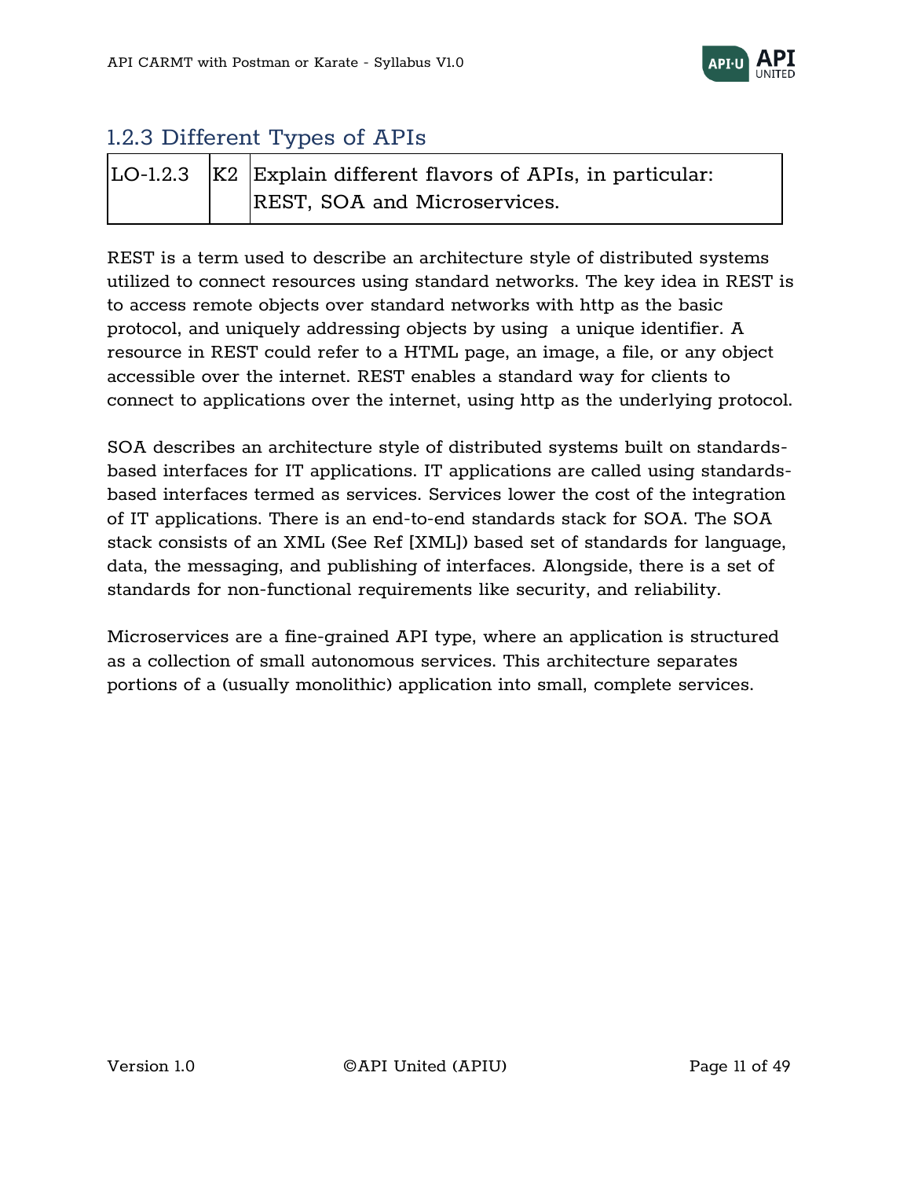### 1.2.3 Different Types of APIs

| LO-1.2.3 | K2 | Explain different flavors of APIs, in particular: REST, SOA and Microservices. |
|---|---|---|

REST is a term used to describe an architecture style of distributed systems utilized to connect resources using standard networks. The key idea in REST is to access remote objects over standard networks with http as the basic protocol, and uniquely addressing objects by using a unique identifier. A resource in REST could refer to a HTML page, an image, a file, or any object accessible over the internet. REST enables a standard way for clients to connect to applications over the internet, using http as the underlying protocol.

SOA describes an architecture style of distributed systems built on standards-based interfaces for IT applications. IT applications are called using standards-based interfaces termed as services. Services lower the cost of the integration of IT applications. There is an end-to-end standards stack for SOA. The SOA stack consists of an XML (See Ref [XML]) based set of standards for language, data, the messaging, and publishing of interfaces. Alongside, there is a set of standards for non-functional requirements like security, and reliability.

Microservices are a fine-grained API type, where an application is structured as a collection of small autonomous services. This architecture separates portions of a (usually monolithic) application into small, complete services.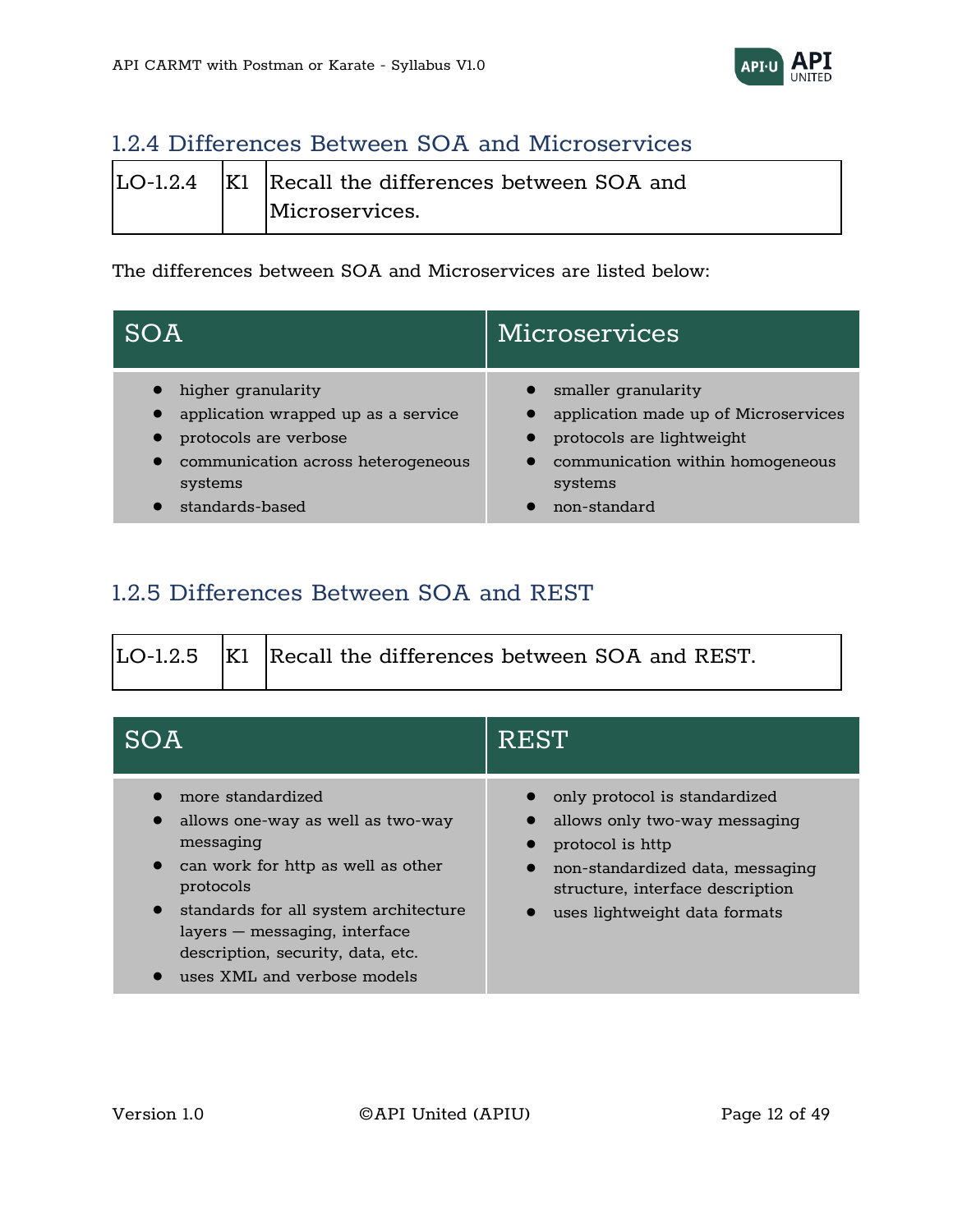### 1.2.4 Differences Between SOA and Microservices

| LO-1.2.4 | K1 | Recall the differences between SOA and Microservices. |
|---|---|---|

The differences between SOA and Microservices are listed below:

| SOA | Microservices |
|---|---|
| • higher granularity<br>• application wrapped up as a service<br>• protocols are verbose<br>• communication across heterogeneous systems<br>• standards-based | • smaller granularity<br>• application made up of Microservices<br>• protocols are lightweight<br>• communication within homogeneous systems<br>• non-standard |

### 1.2.5 Differences Between SOA and REST

| LO-1.2.5 | K1 | Recall the differences between SOA and REST. |
|---|---|---|

| SOA | REST |
|---|---|
| • more standardized<br>• allows one-way as well as two-way messaging<br>• can work for http as well as other protocols<br>• standards for all system architecture layers — messaging, interface description, security, data, etc.<br>• uses XML and verbose models | • only protocol is standardized<br>• allows only two-way messaging<br>• protocol is http<br>• non-standardized data, messaging structure, interface description<br>• uses lightweight data formats |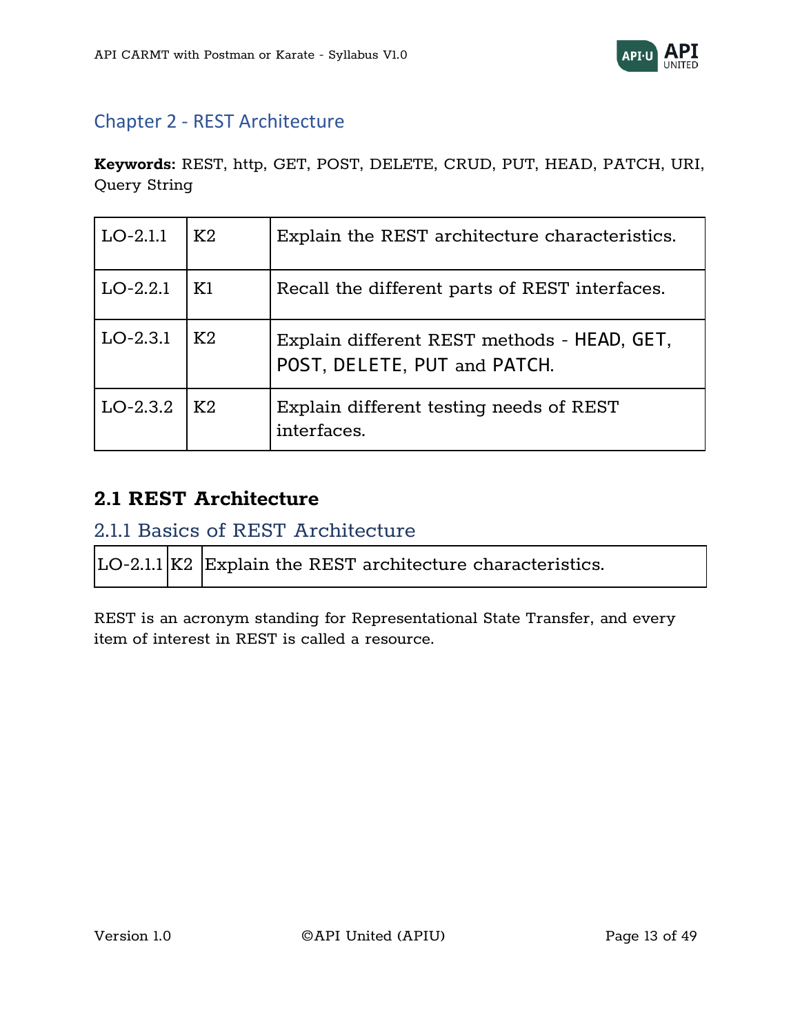## Chapter 2 - REST Architecture

**Keywords:** REST, http, GET, POST, DELETE, CRUD, PUT, HEAD, PATCH, URI, Query String

| | | |
|---|---|---|
| LO-2.1.1 | K2 | Explain the REST architecture characteristics. |
| LO-2.2.1 | K1 | Recall the different parts of REST interfaces. |
| LO-2.3.1 | K2 | Explain different REST methods - HEAD, GET, POST, DELETE, PUT and PATCH. |
| LO-2.3.2 | K2 | Explain different testing needs of REST interfaces. |

## 2.1 REST Architecture

### 2.1.1 Basics of REST Architecture

| | | |
|---|---|---|
| LO-2.1.1 | K2 | Explain the REST architecture characteristics. |

REST is an acronym standing for Representational State Transfer, and every item of interest in REST is called a resource.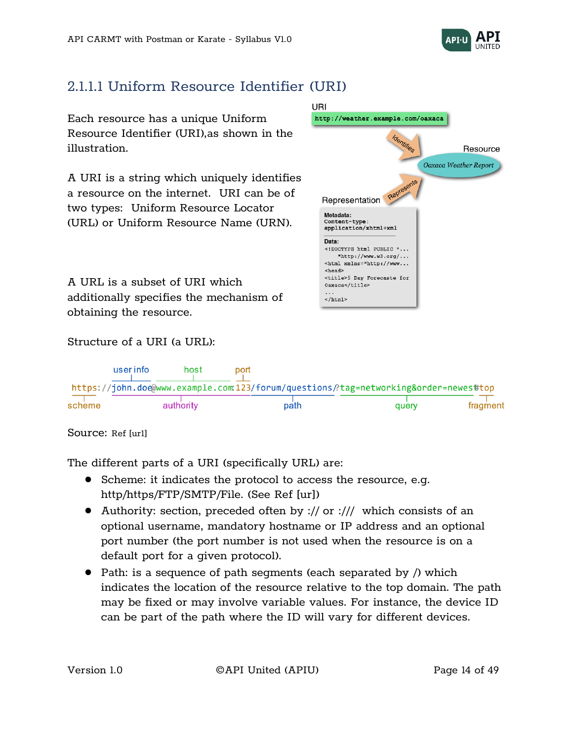## 2.1.1.1 Uniform Resource Identifier (URI)

Each resource has a unique Uniform Resource Identifier (URI),as shown in the illustration.

A URI is a string which uniquely identifies a resource on the internet. URI can be of two types: Uniform Resource Locator (URL) or Uniform Resource Name (URN).

A URL is a subset of URI which additionally specifies the mechanism of obtaining the resource.

Structure of a URI (a URL):

```
https://john.doe@www.example.com:123/forum/questions/?tag=networking&order=newest#top
```

Source: Ref [url]

The different parts of a URI (specifically URL) are:

- Scheme: it indicates the protocol to access the resource, e.g. http/https/FTP/SMTP/File. (See Ref [url])
- Authority: section, preceded often by :// or :/// which consists of an optional username, mandatory hostname or IP address and an optional port number (the port number is not used when the resource is on a default port for a given protocol).
- Path: is a sequence of path segments (each separated by /) which indicates the location of the resource relative to the top domain. The path may be fixed or may involve variable values. For instance, the device ID can be part of the path where the ID will vary for different devices.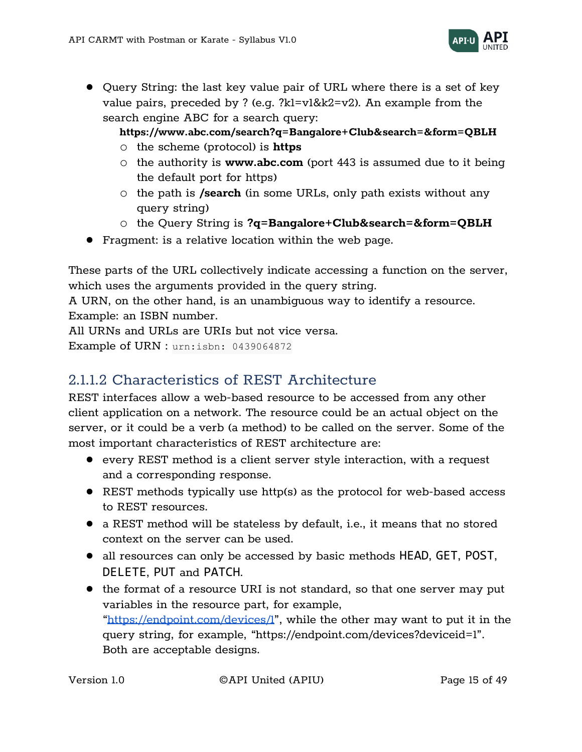- Query String: the last key value pair of URL where there is a set of key value pairs, preceded by ? (e.g. ?k1=v1&k2=v2). An example from the search engine ABC for a search query:
  **https://www.abc.com/search?q=Bangalore+Club&search=&form=QBLH**
  - the scheme (protocol) is **https**
  - the authority is **www.abc.com** (port 443 is assumed due to it being the default port for https)
  - the path is **/search** (in some URLs, only path exists without any query string)
  - the Query String is **?q=Bangalore+Club&search=&form=QBLH**
- Fragment: is a relative location within the web page.

These parts of the URL collectively indicate accessing a function on the server, which uses the arguments provided in the query string.
A URN, on the other hand, is an unambiguous way to identify a resource.
Example: an ISBN number.
All URNs and URLs are URIs but not vice versa.
Example of URN : `urn:isbn: 0439064872`

### 2.1.1.2 Characteristics of REST Architecture

REST interfaces allow a web-based resource to be accessed from any other client application on a network. The resource could be an actual object on the server, or it could be a verb (a method) to be called on the server. Some of the most important characteristics of REST architecture are:

- every REST method is a client server style interaction, with a request and a corresponding response.
- REST methods typically use http(s) as the protocol for web-based access to REST resources.
- a REST method will be stateless by default, i.e., it means that no stored context on the server can be used.
- all resources can only be accessed by basic methods HEAD, GET, POST, DELETE, PUT and PATCH.
- the format of a resource URI is not standard, so that one server may put variables in the resource part, for example, "[https://endpoint.com/devices/1](https://endpoint.com/devices/1)", while the other may want to put it in the query string, for example, "https://endpoint.com/devices?deviceid=1". Both are acceptable designs.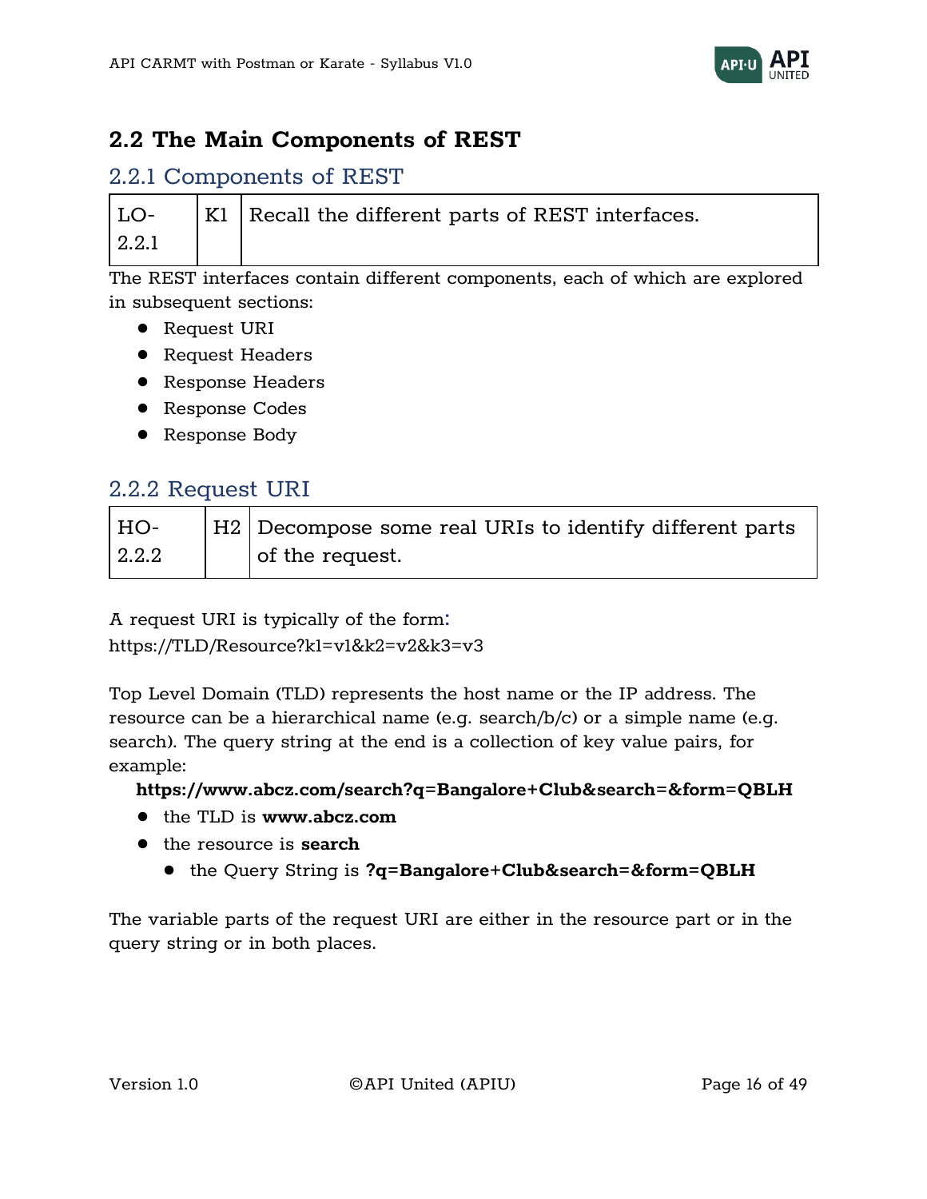## 2.2 The Main Components of REST

### 2.2.1 Components of REST

| LO-2.2.1 | K1 | Recall the different parts of REST interfaces. |
|---|---|---|

The REST interfaces contain different components, each of which are explored in subsequent sections:

- Request URI
- Request Headers
- Response Headers
- Response Codes
- Response Body

### 2.2.2 Request URI

| HO-2.2.2 | H2 | Decompose some real URIs to identify different parts of the request. |
|---|---|---|

A request URI is typically of the form:
https://TLD/Resource?k1=v1&k2=v2&k3=v3

Top Level Domain (TLD) represents the host name or the IP address. The resource can be a hierarchical name (e.g. search/b/c) or a simple name (e.g. search). The query string at the end is a collection of key value pairs, for example:

**https://www.abcz.com/search?q=Bangalore+Club&search=&form=QBLH**

- the TLD is **www.abcz.com**
- the resource is **search**
  - the Query String is **?q=Bangalore+Club&search=&form=QBLH**

The variable parts of the request URI are either in the resource part or in the query string or in both places.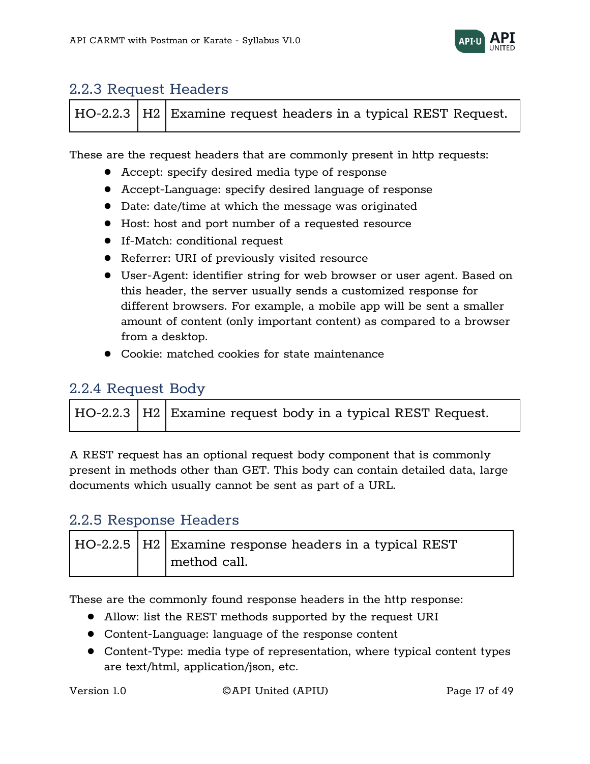### 2.2.3 Request Headers

| HO-2.2.3 | H2 | Examine request headers in a typical REST Request. |
|---|---|---|

These are the request headers that are commonly present in http requests:

- Accept: specify desired media type of response
- Accept-Language: specify desired language of response
- Date: date/time at which the message was originated
- Host: host and port number of a requested resource
- If-Match: conditional request
- Referrer: URI of previously visited resource
- User-Agent: identifier string for web browser or user agent. Based on this header, the server usually sends a customized response for different browsers. For example, a mobile app will be sent a smaller amount of content (only important content) as compared to a browser from a desktop.
- Cookie: matched cookies for state maintenance

### 2.2.4 Request Body

| HO-2.2.3 | H2 | Examine request body in a typical REST Request. |
|---|---|---|

A REST request has an optional request body component that is commonly present in methods other than GET. This body can contain detailed data, large documents which usually cannot be sent as part of a URL.

### 2.2.5 Response Headers

| HO-2.2.5 | H2 | Examine response headers in a typical REST method call. |
|---|---|---|

These are the commonly found response headers in the http response:

- Allow: list the REST methods supported by the request URI
- Content-Language: language of the response content
- Content-Type: media type of representation, where typical content types are text/html, application/json, etc.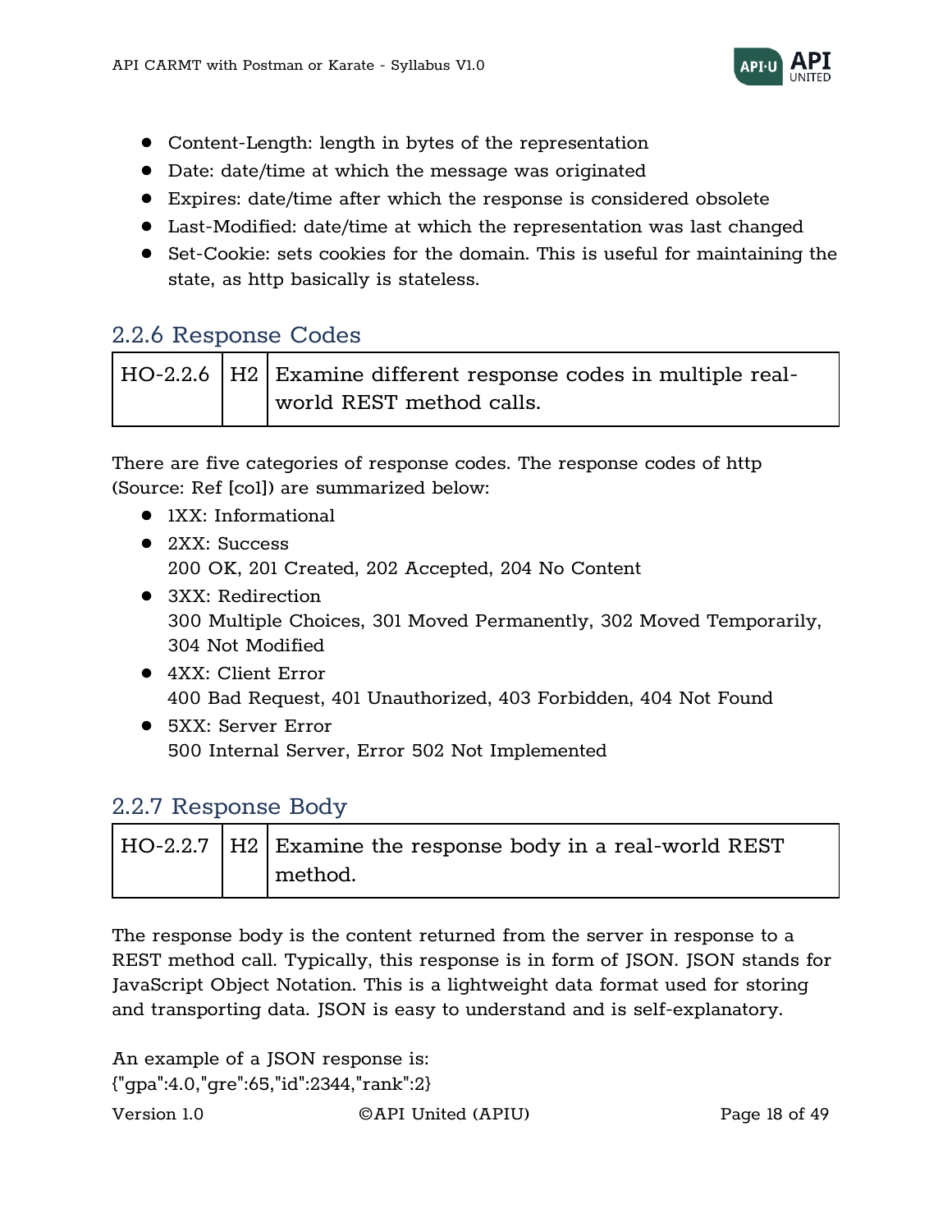- Content-Length: length in bytes of the representation
- Date: date/time at which the message was originated
- Expires: date/time after which the response is considered obsolete
- Last-Modified: date/time at which the representation was last changed
- Set-Cookie: sets cookies for the domain. This is useful for maintaining the state, as http basically is stateless.

### 2.2.6 Response Codes

| HO-2.2.6 | H2 | Examine different response codes in multiple real-world REST method calls. |
|---|---|---|

There are five categories of response codes. The response codes of http (Source: Ref [co1]) are summarized below:

- 1XX: Informational
- 2XX: Success
  200 OK, 201 Created, 202 Accepted, 204 No Content
- 3XX: Redirection
  300 Multiple Choices, 301 Moved Permanently, 302 Moved Temporarily, 304 Not Modified
- 4XX: Client Error
  400 Bad Request, 401 Unauthorized, 403 Forbidden, 404 Not Found
- 5XX: Server Error
  500 Internal Server, Error 502 Not Implemented

### 2.2.7 Response Body

| HO-2.2.7 | H2 | Examine the response body in a real-world REST method. |
|---|---|---|

The response body is the content returned from the server in response to a REST method call. Typically, this response is in form of JSON. JSON stands for JavaScript Object Notation. This is a lightweight data format used for storing and transporting data. JSON is easy to understand and is self-explanatory.

An example of a JSON response is:
{"gpa":4.0,"gre":65,"id":2344,"rank":2}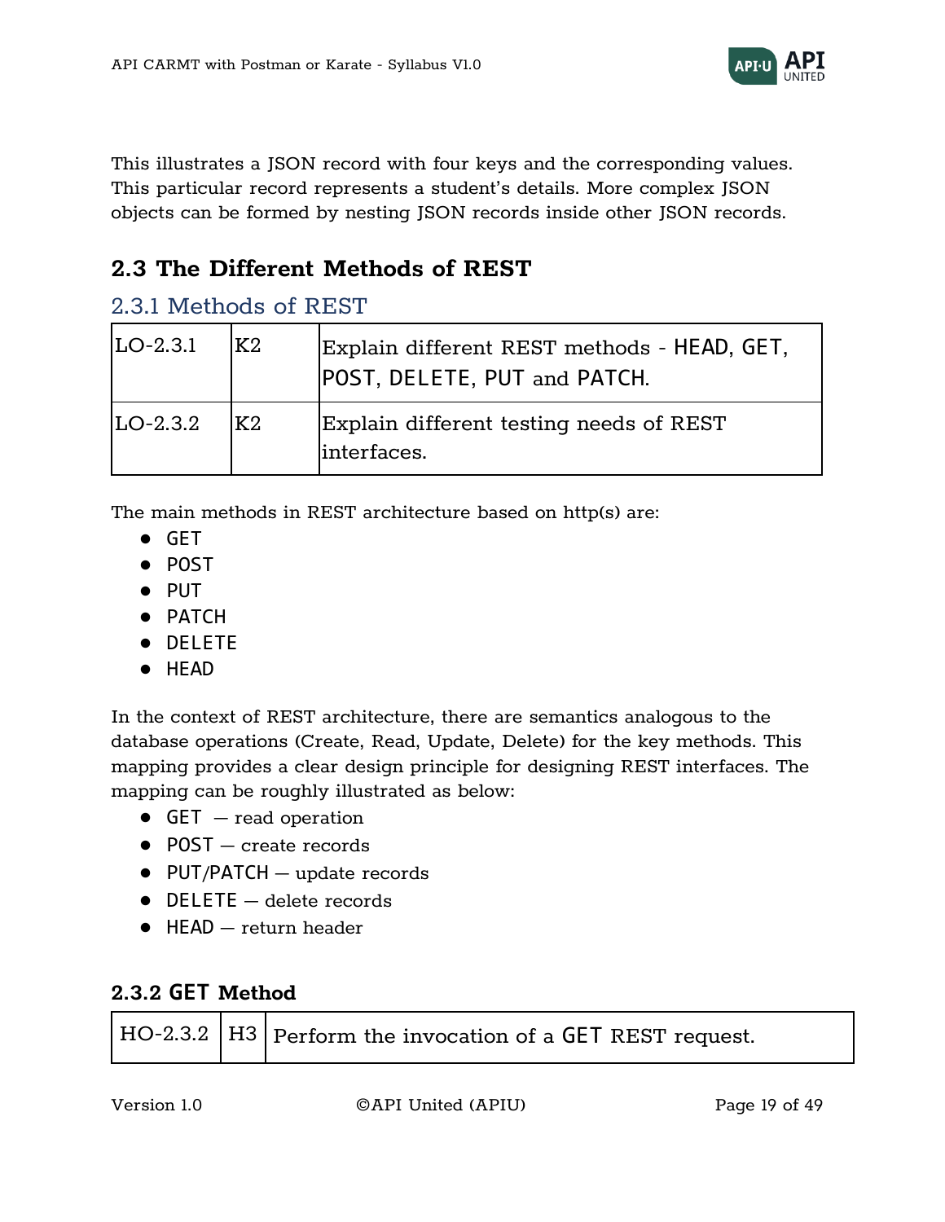This illustrates a JSON record with four keys and the corresponding values. This particular record represents a student's details. More complex JSON objects can be formed by nesting JSON records inside other JSON records.

## 2.3 The Different Methods of REST

### 2.3.1 Methods of REST

| LO-2.3.1 | K2 | Explain different REST methods - `HEAD`, `GET`, `POST`, `DELETE`, `PUT` and `PATCH`. |
|---|---|---|
| LO-2.3.2 | K2 | Explain different testing needs of REST interfaces. |

The main methods in REST architecture based on http(s) are:

- `GET`
- `POST`
- `PUT`
- `PATCH`
- `DELETE`
- `HEAD`

In the context of REST architecture, there are semantics analogous to the database operations (Create, Read, Update, Delete) for the key methods. This mapping provides a clear design principle for designing REST interfaces. The mapping can be roughly illustrated as below:

- `GET` — read operation
- `POST` — create records
- `PUT`/`PATCH` — update records
- `DELETE` — delete records
- `HEAD` — return header

### 2.3.2 `GET` Method

| HO-2.3.2 | H3 | Perform the invocation of a `GET` REST request. |
|---|---|---|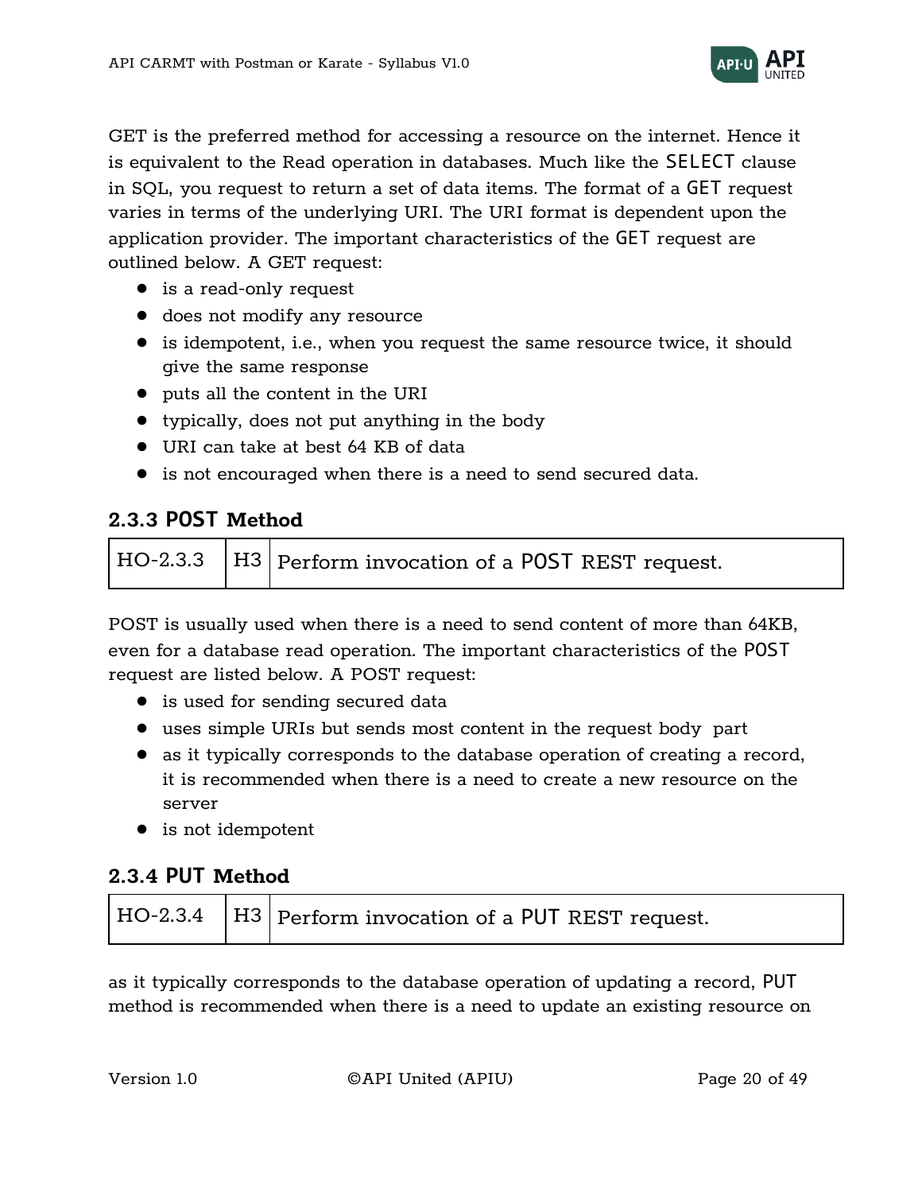GET is the preferred method for accessing a resource on the internet. Hence it is equivalent to the Read operation in databases. Much like the `SELECT` clause in SQL, you request to return a set of data items. The format of a `GET` request varies in terms of the underlying URI. The URI format is dependent upon the application provider. The important characteristics of the `GET` request are outlined below. A GET request:

- is a read-only request
- does not modify any resource
- is idempotent, i.e., when you request the same resource twice, it should give the same response
- puts all the content in the URI
- typically, does not put anything in the body
- URI can take at best 64 KB of data
- is not encouraged when there is a need to send secured data.

### 2.3.3 `POST` Method

| HO-2.3.3 | H3 | Perform invocation of a `POST` REST request. |
|---|---|---|

POST is usually used when there is a need to send content of more than 64KB, even for a database read operation. The important characteristics of the `POST` request are listed below. A POST request:

- is used for sending secured data
- uses simple URIs but sends most content in the request body part
- as it typically corresponds to the database operation of creating a record, it is recommended when there is a need to create a new resource on the server
- is not idempotent

### 2.3.4 `PUT` Method

| HO-2.3.4 | H3 | Perform invocation of a `PUT` REST request. |
|---|---|---|

as it typically corresponds to the database operation of updating a record, `PUT` method is recommended when there is a need to update an existing resource on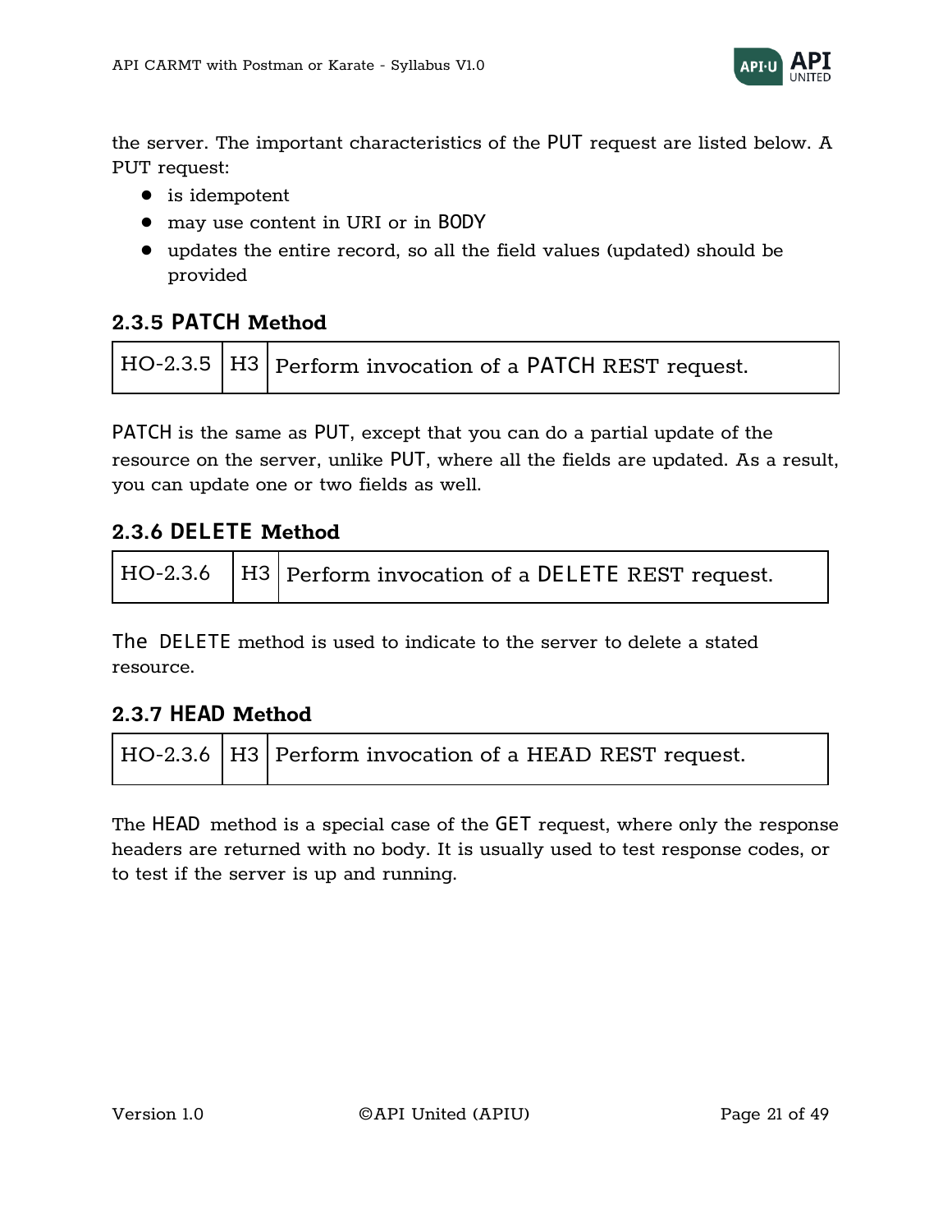the server. The important characteristics of the PUT request are listed below. A PUT request:

- is idempotent
- may use content in URI or in BODY
- updates the entire record, so all the field values (updated) should be provided

### 2.3.5 PATCH Method

| HO-2.3.5 | H3 | Perform invocation of a PATCH REST request. |
|---|---|---|

PATCH is the same as PUT, except that you can do a partial update of the resource on the server, unlike PUT, where all the fields are updated. As a result, you can update one or two fields as well.

### 2.3.6 DELETE Method

| HO-2.3.6 | H3 | Perform invocation of a DELETE REST request. |
|---|---|---|

The DELETE method is used to indicate to the server to delete a stated resource.

### 2.3.7 HEAD Method

| HO-2.3.6 | H3 | Perform invocation of a HEAD REST request. |
|---|---|---|

The HEAD method is a special case of the GET request, where only the response headers are returned with no body. It is usually used to test response codes, or to test if the server is up and running.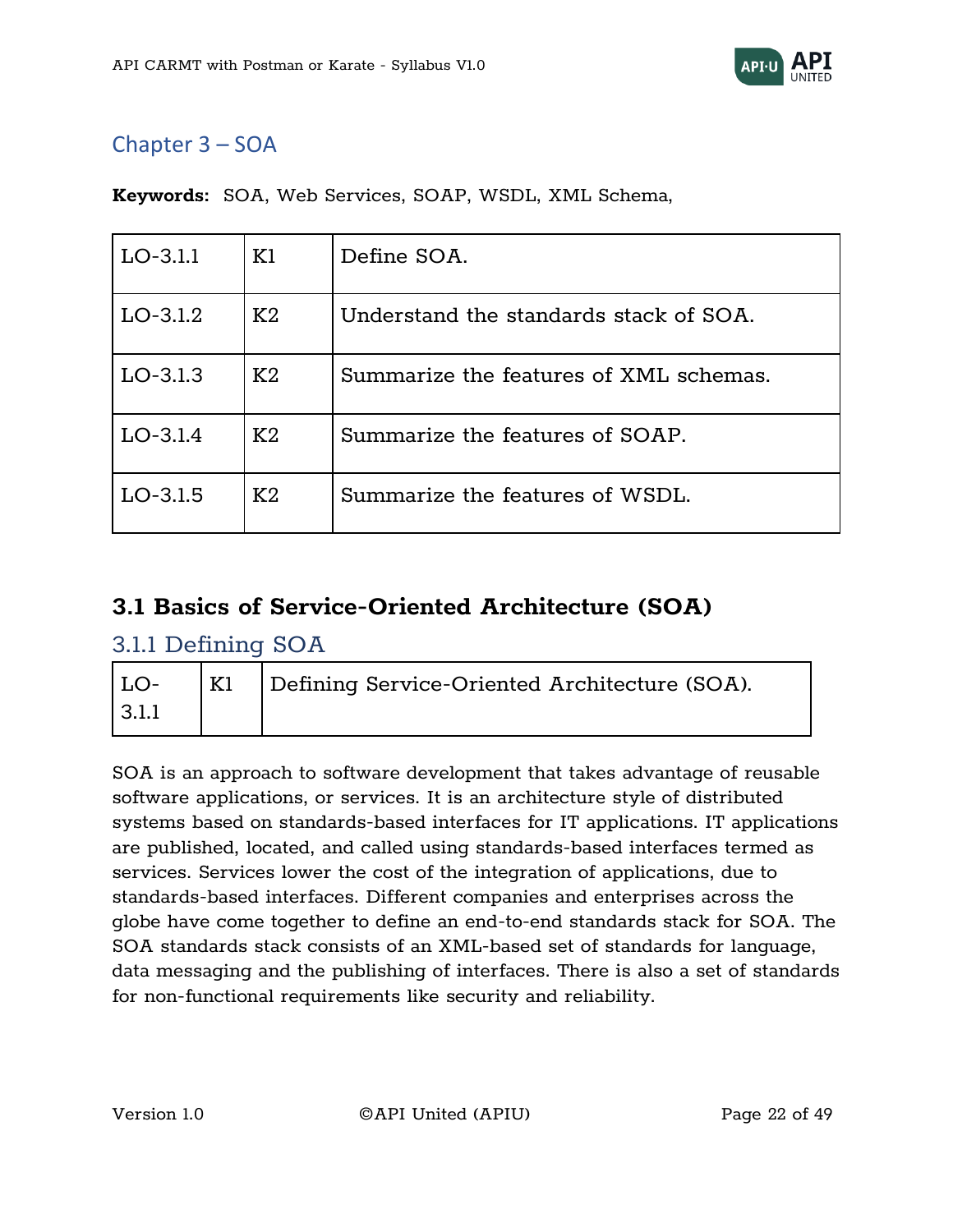## Chapter 3 – SOA

**Keywords:** SOA, Web Services, SOAP, WSDL, XML Schema,

| | | |
|---|---|---|
| LO-3.1.1 | K1 | Define SOA. |
| LO-3.1.2 | K2 | Understand the standards stack of SOA. |
| LO-3.1.3 | K2 | Summarize the features of XML schemas. |
| LO-3.1.4 | K2 | Summarize the features of SOAP. |
| LO-3.1.5 | K2 | Summarize the features of WSDL. |

# 3.1 Basics of Service-Oriented Architecture (SOA)

### 3.1.1 Defining SOA

| | | |
|---|---|---|
| LO-3.1.1 | K1 | Defining Service-Oriented Architecture (SOA). |

SOA is an approach to software development that takes advantage of reusable software applications, or services. It is an architecture style of distributed systems based on standards-based interfaces for IT applications. IT applications are published, located, and called using standards-based interfaces termed as services. Services lower the cost of the integration of applications, due to standards-based interfaces. Different companies and enterprises across the globe have come together to define an end-to-end standards stack for SOA. The SOA standards stack consists of an XML-based set of standards for language, data messaging and the publishing of interfaces. There is also a set of standards for non-functional requirements like security and reliability.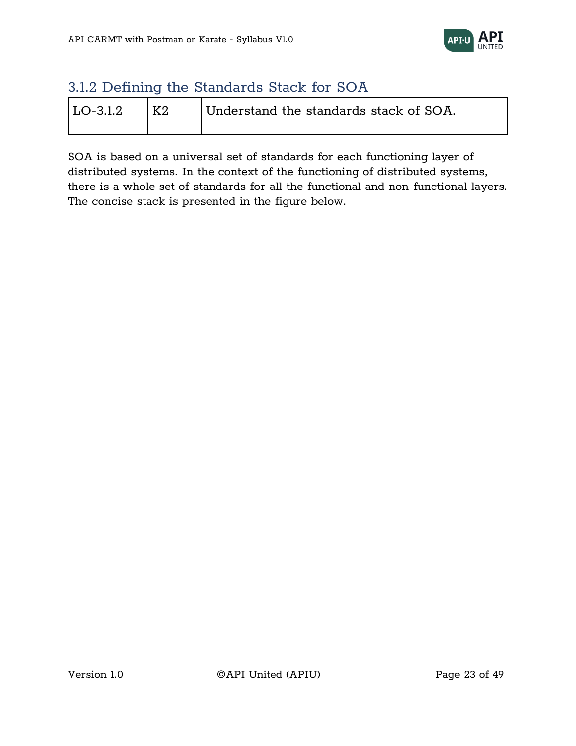### 3.1.2 Defining the Standards Stack for SOA

| LO-3.1.2 | K2 | Understand the standards stack of SOA. |
|---|---|---|

SOA is based on a universal set of standards for each functioning layer of distributed systems. In the context of the functioning of distributed systems, there is a whole set of standards for all the functional and non-functional layers. The concise stack is presented in the figure below.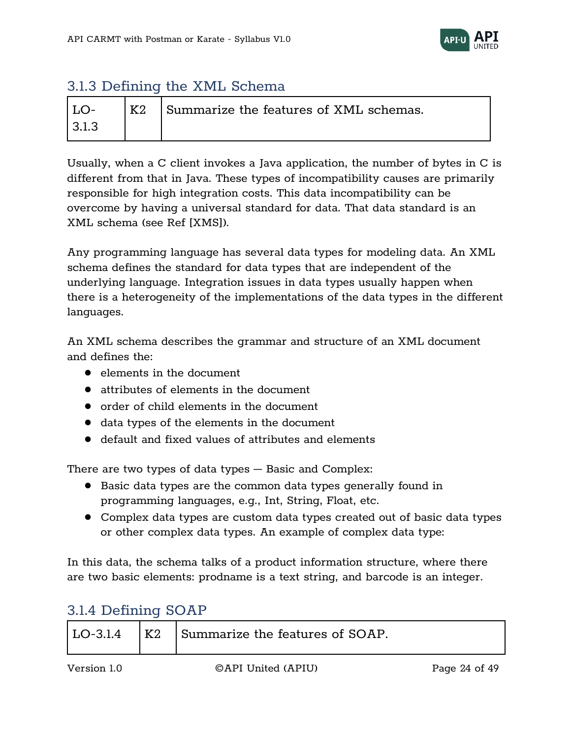### 3.1.3 Defining the XML Schema

| LO-3.1.3 | K2 | Summarize the features of XML schemas. |
| --- | --- | --- |

Usually, when a C client invokes a Java application, the number of bytes in C is different from that in Java. These types of incompatibility causes are primarily responsible for high integration costs. This data incompatibility can be overcome by having a universal standard for data. That data standard is an XML schema (see Ref [XMS]).

Any programming language has several data types for modeling data. An XML schema defines the standard for data types that are independent of the underlying language. Integration issues in data types usually happen when there is a heterogeneity of the implementations of the data types in the different languages.

An XML schema describes the grammar and structure of an XML document and defines the:

- elements in the document
- attributes of elements in the document
- order of child elements in the document
- data types of the elements in the document
- default and fixed values of attributes and elements

There are two types of data types — Basic and Complex:

- Basic data types are the common data types generally found in programming languages, e.g., Int, String, Float, etc.
- Complex data types are custom data types created out of basic data types or other complex data types. An example of complex data type:

In this data, the schema talks of a product information structure, where there are two basic elements: prodname is a text string, and barcode is an integer.

### 3.1.4 Defining SOAP

| LO-3.1.4 | K2 | Summarize the features of SOAP. |
| --- | --- | --- |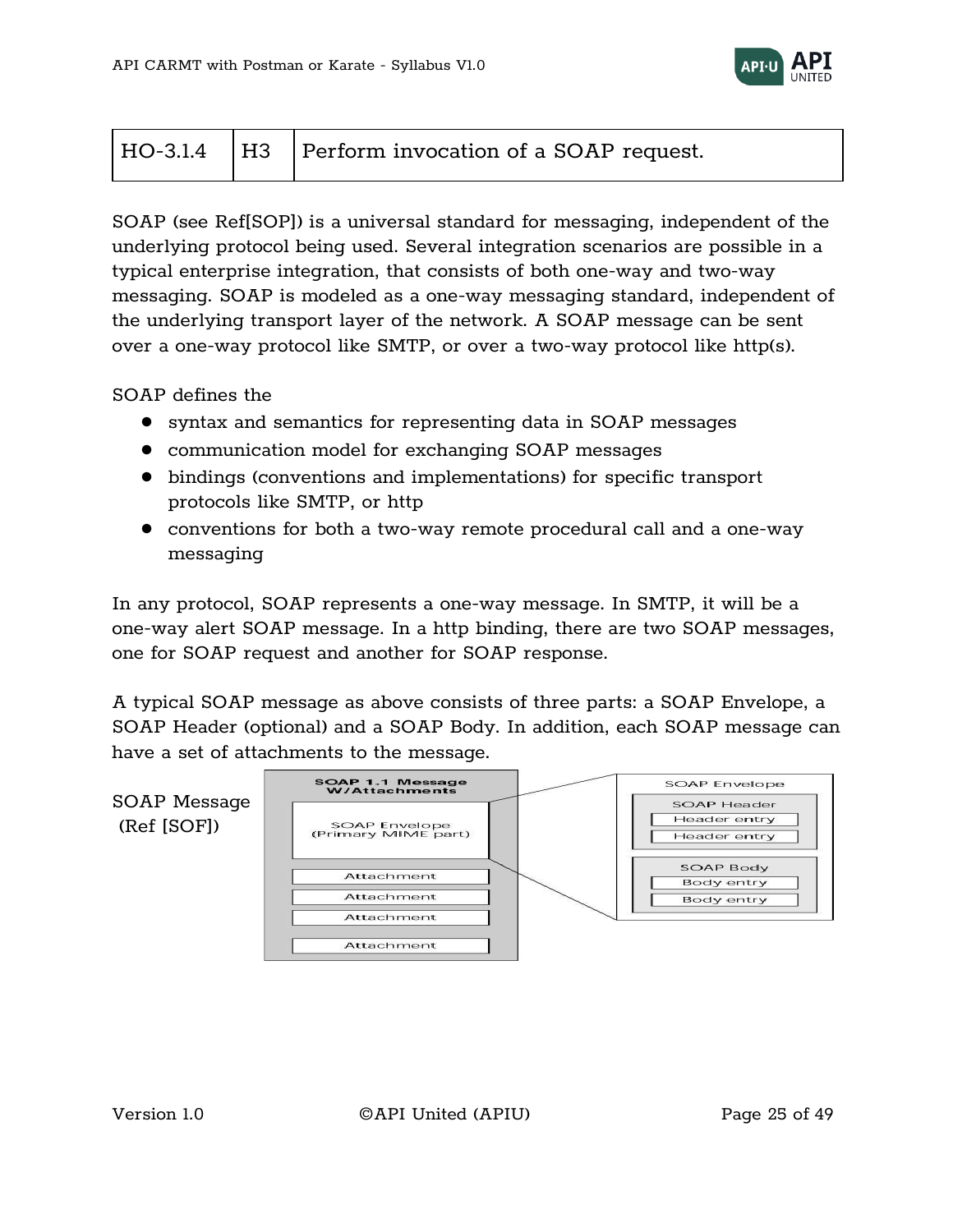| HO-3.1.4 | H3 | Perform invocation of a SOAP request. |
|---|---|---|

SOAP (see Ref[SOP]) is a universal standard for messaging, independent of the underlying protocol being used. Several integration scenarios are possible in a typical enterprise integration, that consists of both one-way and two-way messaging. SOAP is modeled as a one-way messaging standard, independent of the underlying transport layer of the network. A SOAP message can be sent over a one-way protocol like SMTP, or over a two-way protocol like http(s).

SOAP defines the

- syntax and semantics for representing data in SOAP messages
- communication model for exchanging SOAP messages
- bindings (conventions and implementations) for specific transport protocols like SMTP, or http
- conventions for both a two-way remote procedural call and a one-way messaging

In any protocol, SOAP represents a one-way message. In SMTP, it will be a one-way alert SOAP message. In a http binding, there are two SOAP messages, one for SOAP request and another for SOAP response.

A typical SOAP message as above consists of three parts: a SOAP Envelope, a SOAP Header (optional) and a SOAP Body. In addition, each SOAP message can have a set of attachments to the message.

SOAP Message (Ref [SOF])

SOAP 1.1 Message W/Attachments

SOAP Envelope (Primary MIME part)

Attachment

Attachment

Attachment

Attachment

SOAP Envelope

SOAP Header

Header entry

Header entry

SOAP Body

Body entry

Body entry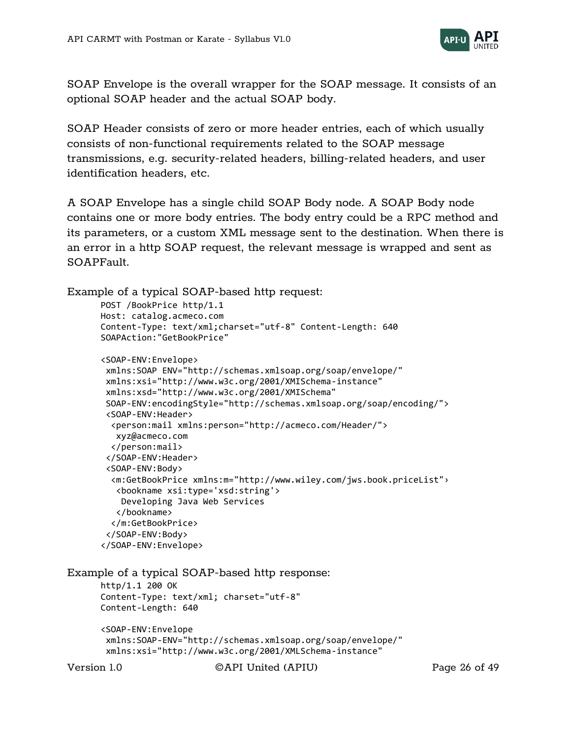SOAP Envelope is the overall wrapper for the SOAP message. It consists of an optional SOAP header and the actual SOAP body.

SOAP Header consists of zero or more header entries, each of which usually consists of non-functional requirements related to the SOAP message transmissions, e.g. security-related headers, billing-related headers, and user identification headers, etc.

A SOAP Envelope has a single child SOAP Body node. A SOAP Body node contains one or more body entries. The body entry could be a RPC method and its parameters, or a custom XML message sent to the destination. When there is an error in a http SOAP request, the relevant message is wrapped and sent as SOAPFault.

Example of a typical SOAP-based http request:

```
POST /BookPrice http/1.1
Host: catalog.acmeco.com
Content-Type: text/xml;charset="utf-8" Content-Length: 640
SOAPAction:"GetBookPrice"

<SOAP-ENV:Envelope>
 xmlns:SOAP ENV="http://schemas.xmlsoap.org/soap/envelope/"
 xmlns:xsi="http://www.w3c.org/2001/XMISchema-instance"
 xmlns:xsd="http://www.w3c.org/2001/XMISchema"
 SOAP-ENV:encodingStyle="http://schemas.xmlsoap.org/soap/encoding/">
 <SOAP-ENV:Header>
  <person:mail xmlns:person="http://acmeco.com/Header/">
   xyz@acmeco.com
  </person:mail>
 </SOAP-ENV:Header>
 <SOAP-ENV:Body>
  <m:GetBookPrice xmlns:m="http://www.wiley.com/jws.book.priceList">
   <bookname xsi:type='xsd:string'>
    Developing Java Web Services
   </bookname>
  </m:GetBookPrice>
 </SOAP-ENV:Body>
</SOAP-ENV:Envelope>
```

Example of a typical SOAP-based http response:

```
http/1.1 200 OK
Content-Type: text/xml; charset="utf-8"
Content-Length: 640

<SOAP-ENV:Envelope
 xmlns:SOAP-ENV="http://schemas.xmlsoap.org/soap/envelope/"
 xmlns:xsi="http://www.w3c.org/2001/XMLSchema-instance"
```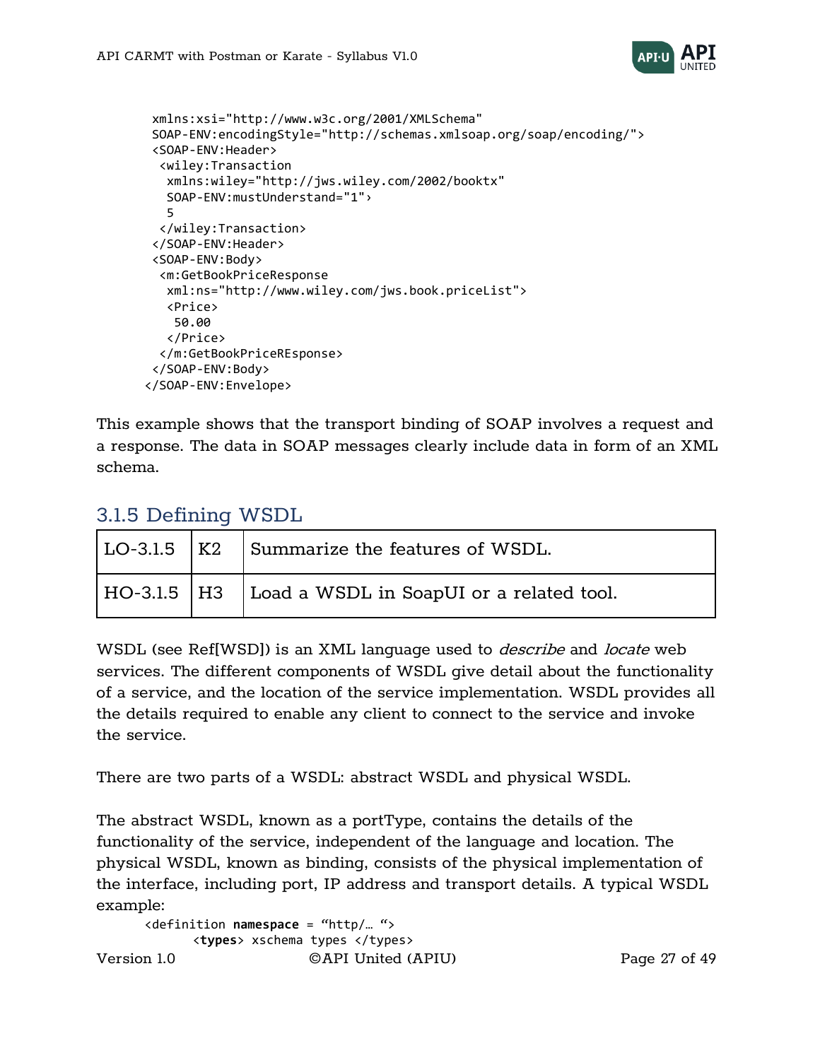```
 xmlns:xsi="http://www.w3c.org/2001/XMLSchema"
 SOAP-ENV:encodingStyle="http://schemas.xmlsoap.org/soap/encoding/">
 <SOAP-ENV:Header>
  <wiley:Transaction
   xmlns:wiley="http://jws.wiley.com/2002/booktx"
   SOAP-ENV:mustUnderstand="1">
   5
  </wiley:Transaction>
 </SOAP-ENV:Header>
 <SOAP-ENV:Body>
  <m:GetBookPriceResponse
   xml:ns="http://www.wiley.com/jws.book.priceList">
   <Price>
    50.00
   </Price>
  </m:GetBookPriceREsponse>
 </SOAP-ENV:Body>
</SOAP-ENV:Envelope>
```

This example shows that the transport binding of SOAP involves a request and a response. The data in SOAP messages clearly include data in form of an XML schema.

### 3.1.5 Defining WSDL

| LO-3.1.5 | K2 | Summarize the features of WSDL. |
|---|---|---|
| HO-3.1.5 | H3 | Load a WSDL in SoapUI or a related tool. |

WSDL (see Ref[WSD]) is an XML language used to *describe* and *locate* web services. The different components of WSDL give detail about the functionality of a service, and the location of the service implementation. WSDL provides all the details required to enable any client to connect to the service and invoke the service.

There are two parts of a WSDL: abstract WSDL and physical WSDL.

The abstract WSDL, known as a portType, contains the details of the functionality of the service, independent of the language and location. The physical WSDL, known as binding, consists of the physical implementation of the interface, including port, IP address and transport details. A typical WSDL example:

```
<definition namespace = "http/… ">
      <types> xschema types </types>
```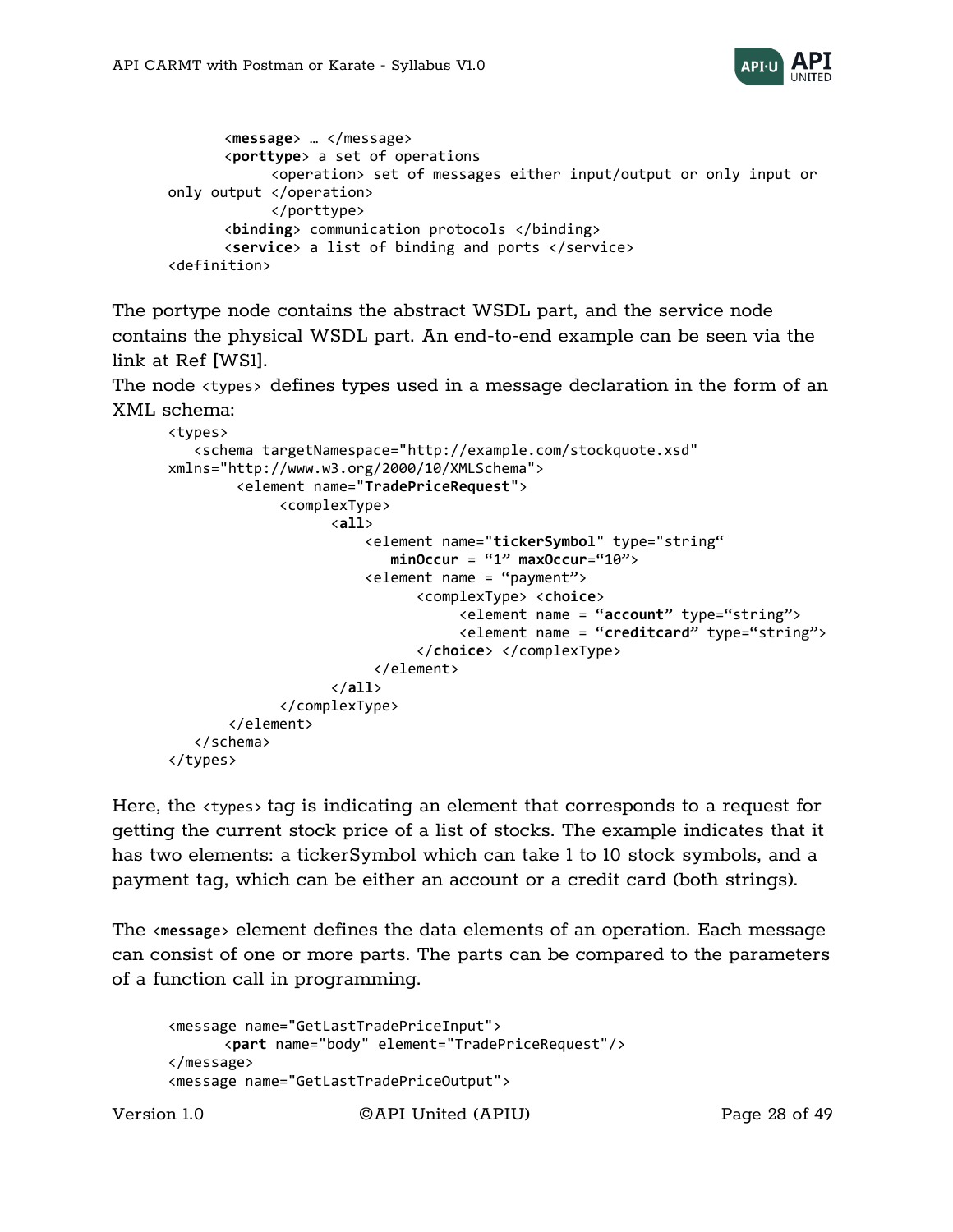```
      <message> … </message>
      <porttype> a set of operations
            <operation> set of messages either input/output or only input or
only output </operation>
            </porttype>
      <binding> communication protocols </binding>
      <service> a list of binding and ports </service>
<definition>
```

The portype node contains the abstract WSDL part, and the service node contains the physical WSDL part. An end-to-end example can be seen via the link at Ref [WS1].

The node `<types>` defines types used in a message declaration in the form of an XML schema:

```
<types>
   <schema targetNamespace="http://example.com/stockquote.xsd"
xmlns="http://www.w3.org/2000/10/XMLSchema">
        <element name="TradePriceRequest">
             <complexType>
                   <all>
                       <element name="tickerSymbol" type="string"
                          minOccur = "1" maxOccur="10">
                       <element name = "payment">
                             <complexType> <choice>
                                  <element name = "account" type="string">
                                  <element name = "creditcard" type="string">
                             </choice> </complexType>
                        </element>
                   </all>
             </complexType>
       </element>
   </schema>
</types>
```

Here, the `<types>` tag is indicating an element that corresponds to a request for getting the current stock price of a list of stocks. The example indicates that it has two elements: a tickerSymbol which can take 1 to 10 stock symbols, and a payment tag, which can be either an account or a credit card (both strings).

The `<message>` element defines the data elements of an operation. Each message can consist of one or more parts. The parts can be compared to the parameters of a function call in programming.

```
<message name="GetLastTradePriceInput">
      <part name="body" element="TradePriceRequest"/>
</message>
<message name="GetLastTradePriceOutput">
```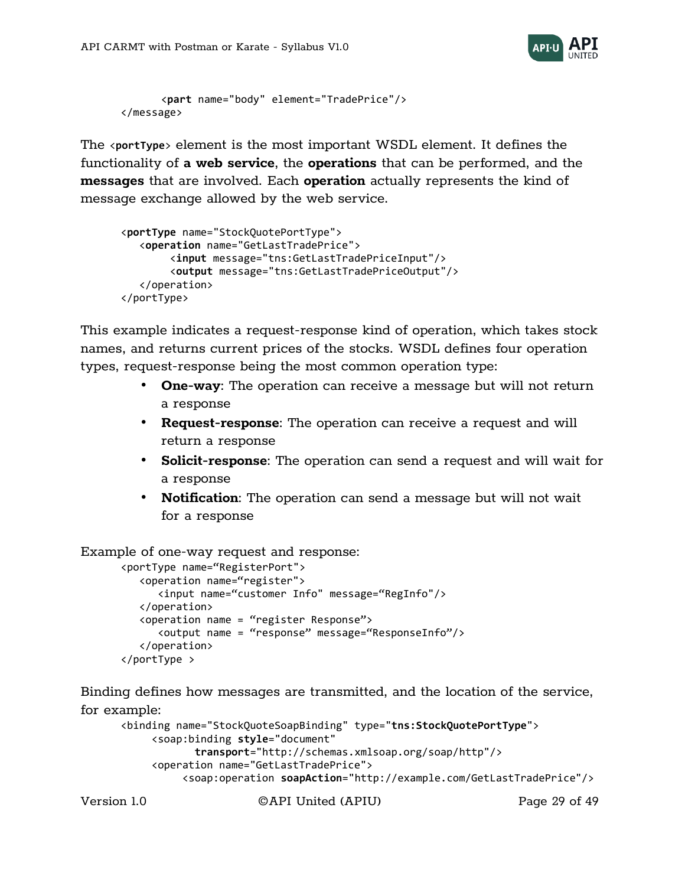```
    <part name="body" element="TradePrice"/>
</message>
```

The `<portType>` element is the most important WSDL element. It defines the functionality of **a web service**, the **operations** that can be performed, and the **messages** that are involved. Each **operation** actually represents the kind of message exchange allowed by the web service.

```
<portType name="StockQuotePortType">
   <operation name="GetLastTradePrice">
       <input message="tns:GetLastTradePriceInput"/>
       <output message="tns:GetLastTradePriceOutput"/>
   </operation>
</portType>
```

This example indicates a request-response kind of operation, which takes stock names, and returns current prices of the stocks. WSDL defines four operation types, request-response being the most common operation type:

- **One-way**: The operation can receive a message but will not return a response
- **Request-response**: The operation can receive a request and will return a response
- **Solicit-response**: The operation can send a request and will wait for a response
- **Notification**: The operation can send a message but will not wait for a response

Example of one-way request and response:

```
<portType name="RegisterPort">
   <operation name="register">
      <input name="customer Info" message="RegInfo"/>
   </operation>
   <operation name = "register Response">
      <output name = "response" message="ResponseInfo"/>
   </operation>
</portType >
```

Binding defines how messages are transmitted, and the location of the service, for example:

```
<binding name="StockQuoteSoapBinding" type="tns:StockQuotePortType">
    <soap:binding style="document"
          transport="http://schemas.xmlsoap.org/soap/http"/>
    <operation name="GetLastTradePrice">
        <soap:operation soapAction="http://example.com/GetLastTradePrice"/>
```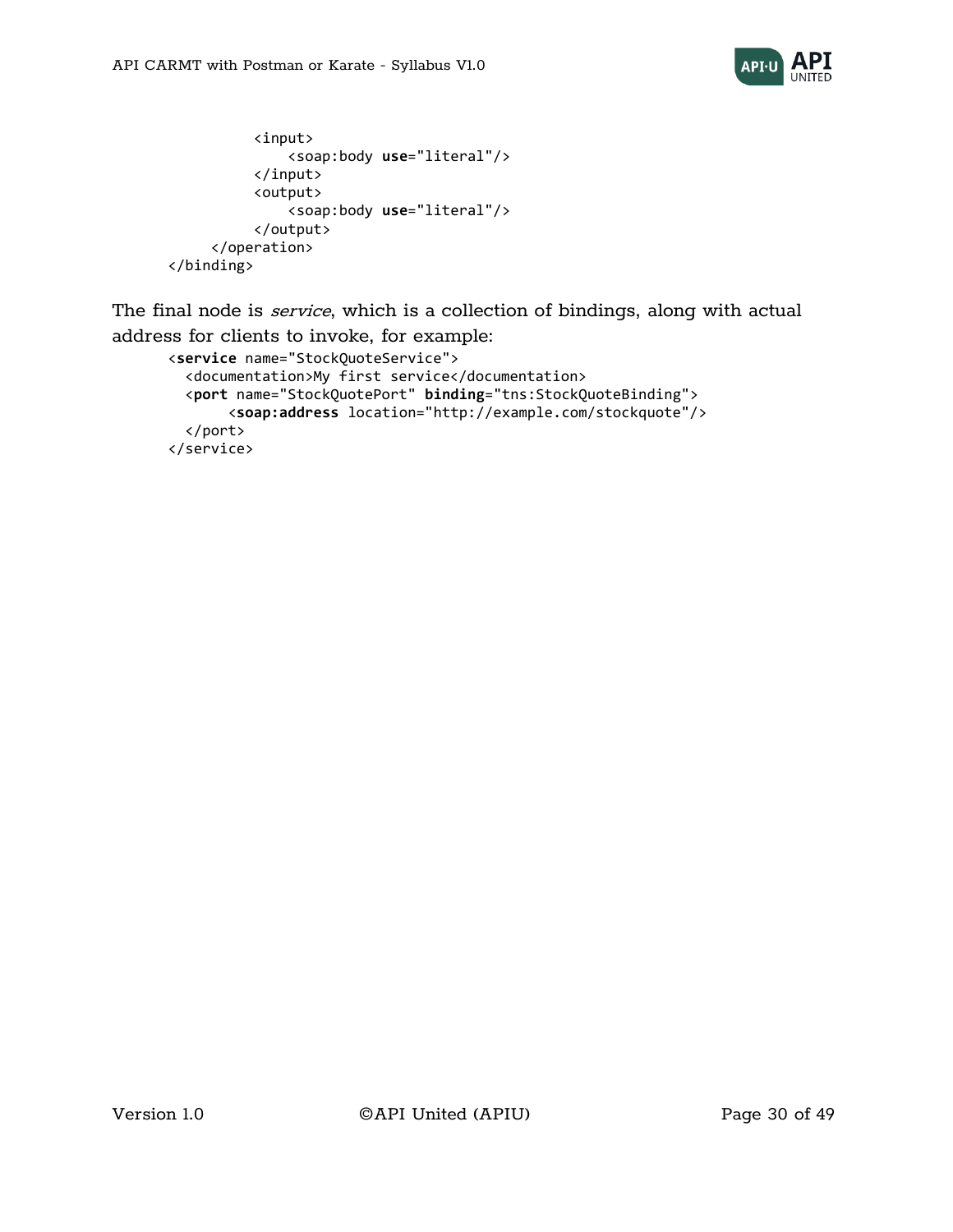```
            <input>
                <soap:body use="literal"/>
            </input>
            <output>
                <soap:body use="literal"/>
            </output>
        </operation>
    </binding>
```

The final node is *service*, which is a collection of bindings, along with actual address for clients to invoke, for example:

```
<service name="StockQuoteService">
  <documentation>My first service</documentation>
  <port name="StockQuotePort" binding="tns:StockQuoteBinding">
       <soap:address location="http://example.com/stockquote"/>
  </port>
</service>
```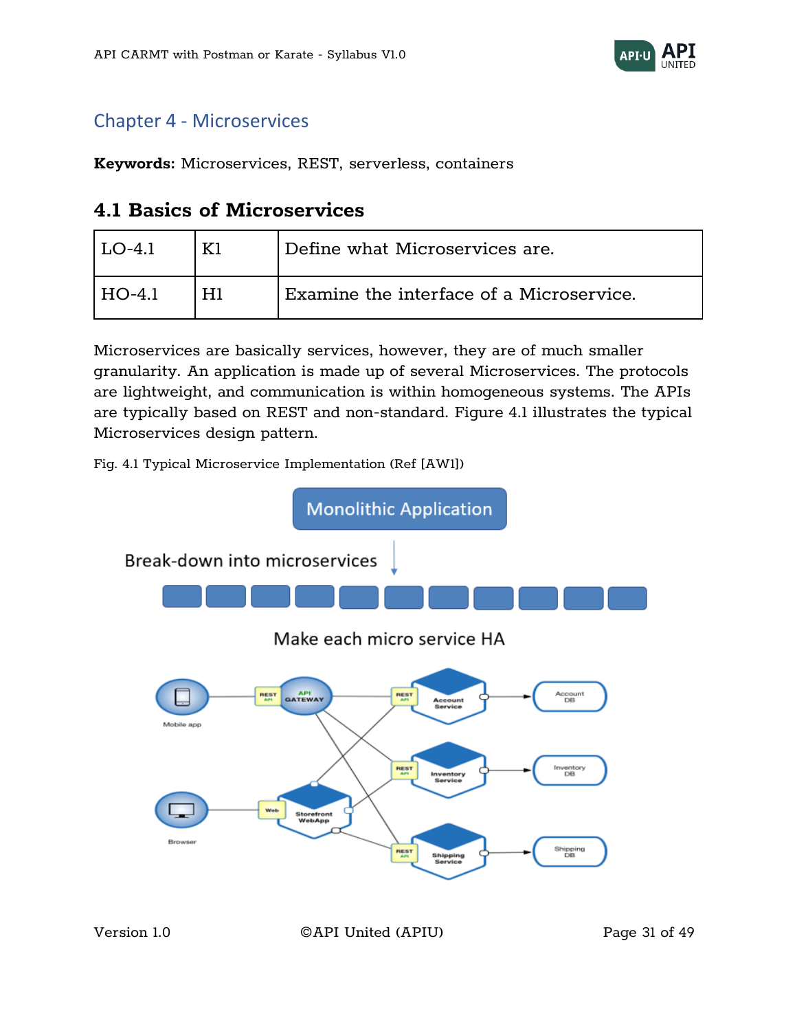## Chapter 4 - Microservices

**Keywords:** Microservices, REST, serverless, containers

### 4.1 Basics of Microservices

| LO-4.1 | K1 | Define what Microservices are. |
|---|---|---|
| HO-4.1 | H1 | Examine the interface of a Microservice. |

Microservices are basically services, however, they are of much smaller granularity. An application is made up of several Microservices. The protocols are lightweight, and communication is within homogeneous systems. The APIs are typically based on REST and non-standard. Figure 4.1 illustrates the typical Microservices design pattern.

Fig. 4.1 Typical Microservice Implementation (Ref [AW1])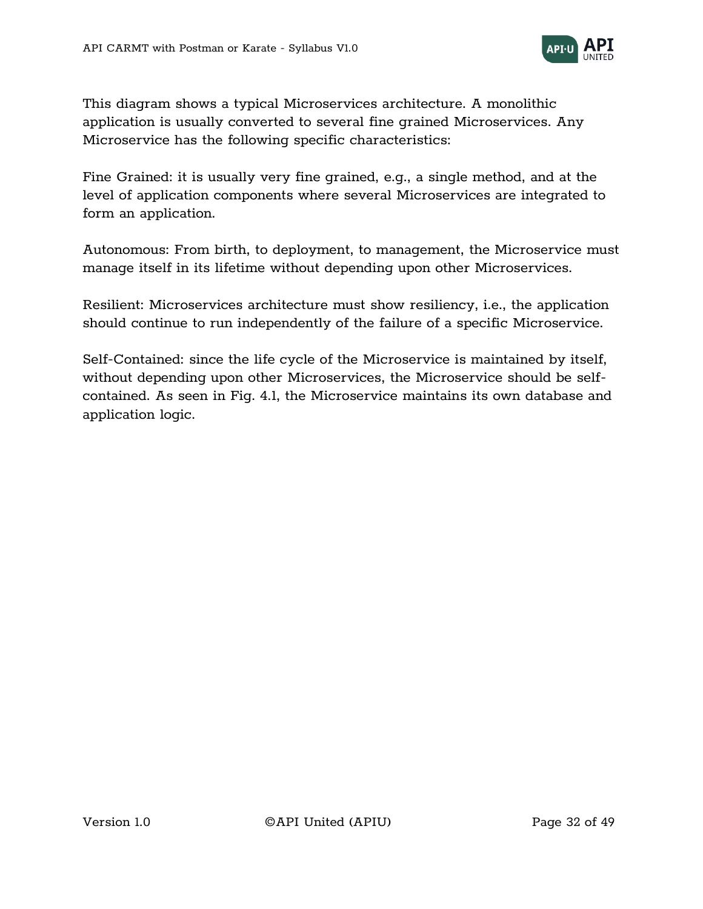This diagram shows a typical Microservices architecture. A monolithic application is usually converted to several fine grained Microservices. Any Microservice has the following specific characteristics:

Fine Grained: it is usually very fine grained, e.g., a single method, and at the level of application components where several Microservices are integrated to form an application.

Autonomous: From birth, to deployment, to management, the Microservice must manage itself in its lifetime without depending upon other Microservices.

Resilient: Microservices architecture must show resiliency, i.e., the application should continue to run independently of the failure of a specific Microservice.

Self-Contained: since the life cycle of the Microservice is maintained by itself, without depending upon other Microservices, the Microservice should be self-contained. As seen in Fig. 4.1, the Microservice maintains its own database and application logic.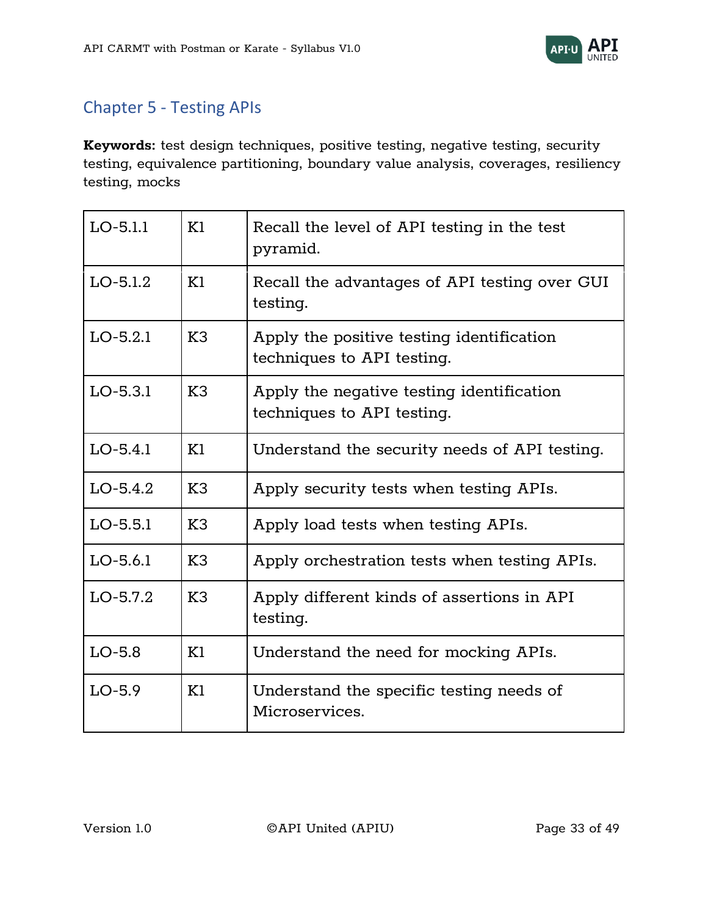## Chapter 5 - Testing APIs

**Keywords:** test design techniques, positive testing, negative testing, security testing, equivalence partitioning, boundary value analysis, coverages, resiliency testing, mocks

| | | |
|---|---|---|
| LO-5.1.1 | K1 | Recall the level of API testing in the test pyramid. |
| LO-5.1.2 | K1 | Recall the advantages of API testing over GUI testing. |
| LO-5.2.1 | K3 | Apply the positive testing identification techniques to API testing. |
| LO-5.3.1 | K3 | Apply the negative testing identification techniques to API testing. |
| LO-5.4.1 | K1 | Understand the security needs of API testing. |
| LO-5.4.2 | K3 | Apply security tests when testing APIs. |
| LO-5.5.1 | K3 | Apply load tests when testing APIs. |
| LO-5.6.1 | K3 | Apply orchestration tests when testing APIs. |
| LO-5.7.2 | K3 | Apply different kinds of assertions in API testing. |
| LO-5.8 | K1 | Understand the need for mocking APIs. |
| LO-5.9 | K1 | Understand the specific testing needs of Microservices. |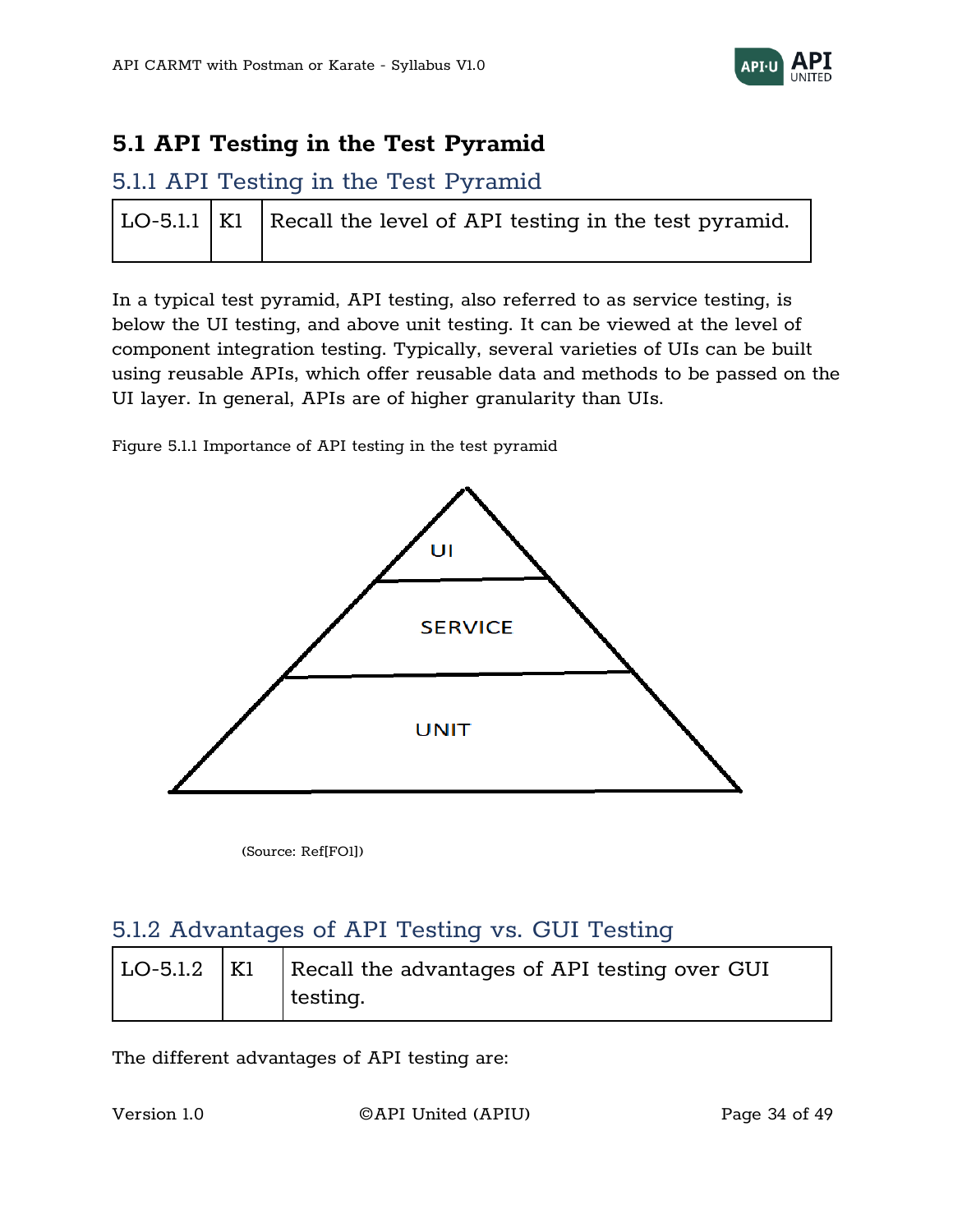## 5.1 API Testing in the Test Pyramid

### 5.1.1 API Testing in the Test Pyramid

| LO-5.1.1 | K1 | Recall the level of API testing in the test pyramid. |
|---|---|---|

In a typical test pyramid, API testing, also referred to as service testing, is below the UI testing, and above unit testing. It can be viewed at the level of component integration testing. Typically, several varieties of UIs can be built using reusable APIs, which offer reusable data and methods to be passed on the UI layer. In general, APIs are of higher granularity than UIs.

Figure 5.1.1 Importance of API testing in the test pyramid

UI

SERVICE

UNIT

(Source: Ref[FO1])

### 5.1.2 Advantages of API Testing vs. GUI Testing

| LO-5.1.2 | K1 | Recall the advantages of API testing over GUI testing. |
|---|---|---|

The different advantages of API testing are: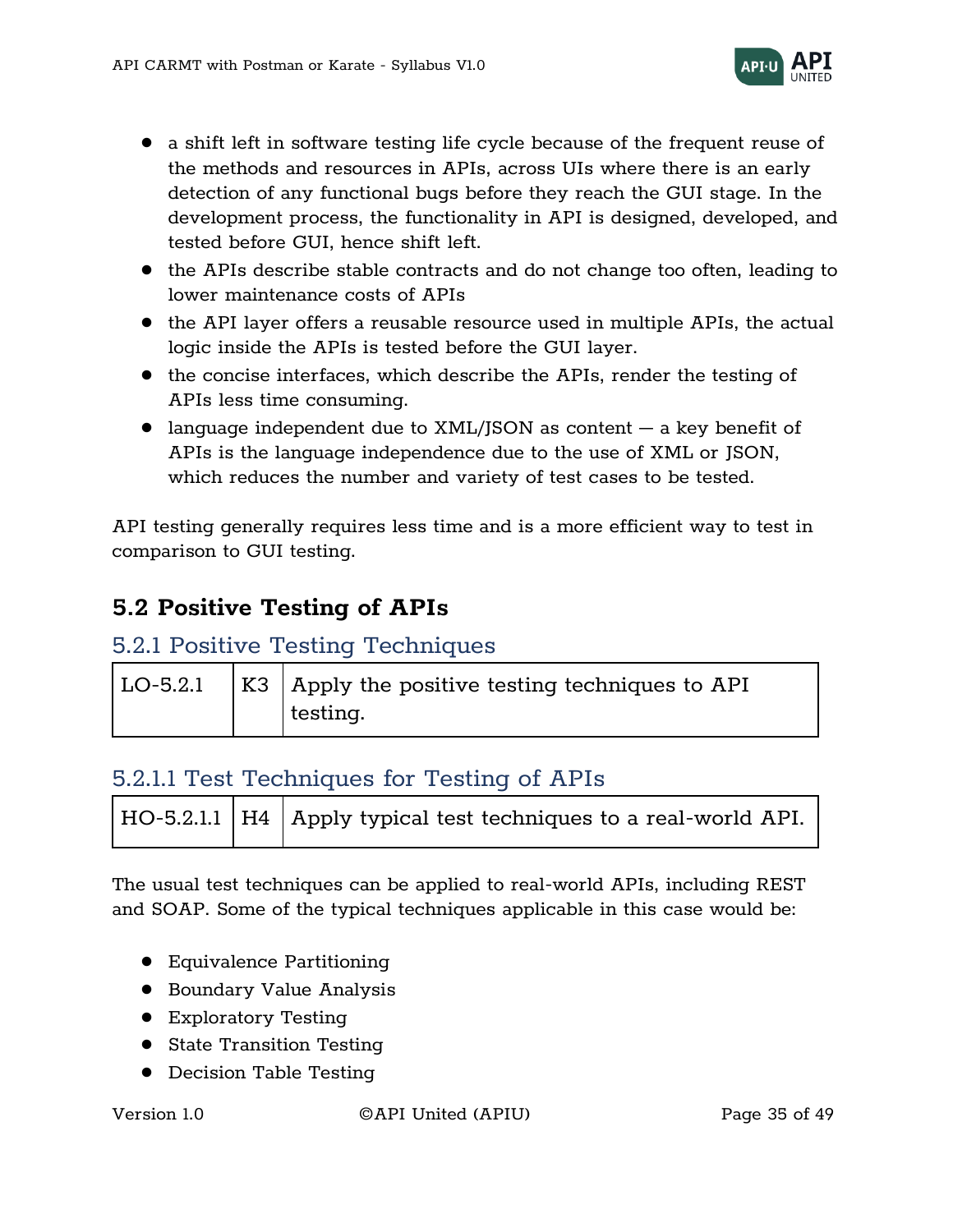- a shift left in software testing life cycle because of the frequent reuse of the methods and resources in APIs, across UIs where there is an early detection of any functional bugs before they reach the GUI stage. In the development process, the functionality in API is designed, developed, and tested before GUI, hence shift left.
- the APIs describe stable contracts and do not change too often, leading to lower maintenance costs of APIs
- the API layer offers a reusable resource used in multiple APIs, the actual logic inside the APIs is tested before the GUI layer.
- the concise interfaces, which describe the APIs, render the testing of APIs less time consuming.
- language independent due to XML/JSON as content — a key benefit of APIs is the language independence due to the use of XML or JSON, which reduces the number and variety of test cases to be tested.

API testing generally requires less time and is a more efficient way to test in comparison to GUI testing.

## 5.2 Positive Testing of APIs

### 5.2.1 Positive Testing Techniques

| LO-5.2.1 | K3 | Apply the positive testing techniques to API testing. |
|---|---|---|

#### 5.2.1.1 Test Techniques for Testing of APIs

| HO-5.2.1.1 | H4 | Apply typical test techniques to a real-world API. |
|---|---|---|

The usual test techniques can be applied to real-world APIs, including REST and SOAP. Some of the typical techniques applicable in this case would be:

- Equivalence Partitioning
- Boundary Value Analysis
- Exploratory Testing
- State Transition Testing
- Decision Table Testing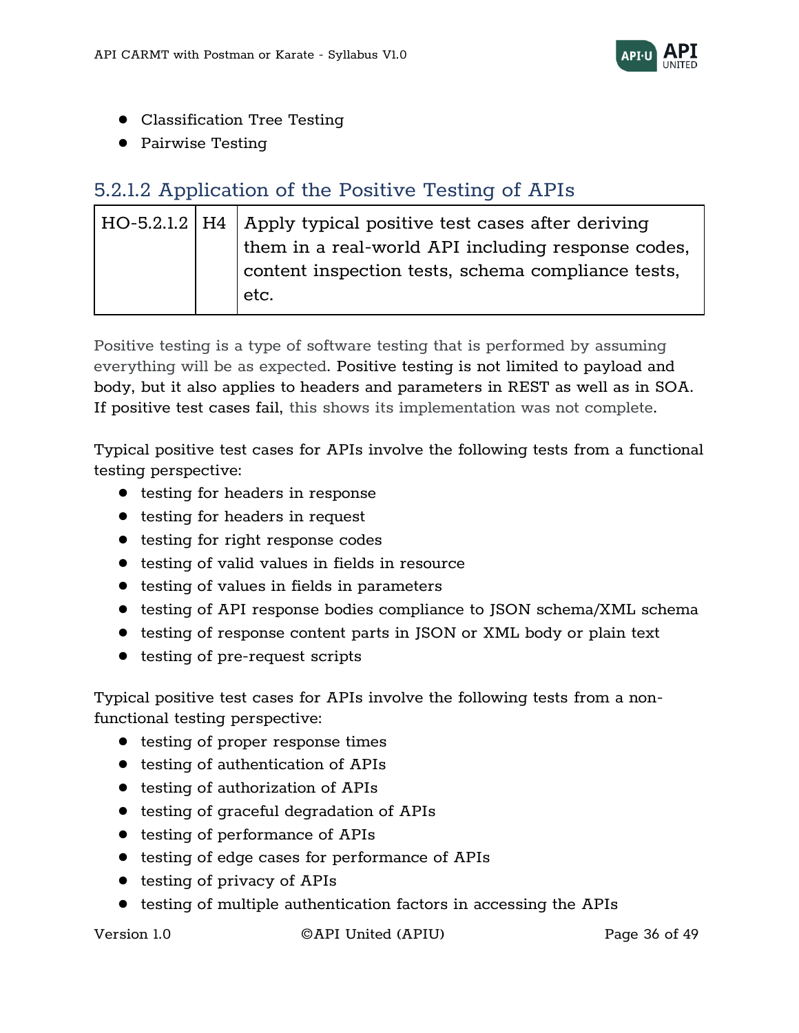- Classification Tree Testing
- Pairwise Testing

#### 5.2.1.2 Application of the Positive Testing of APIs

| HO-5.2.1.2 | H4 | Apply typical positive test cases after deriving them in a real-world API including response codes, content inspection tests, schema compliance tests, etc. |
|---|---|---|

Positive testing is a type of software testing that is performed by assuming everything will be as expected. Positive testing is not limited to payload and body, but it also applies to headers and parameters in REST as well as in SOA. If positive test cases fail, this shows its implementation was not complete.

Typical positive test cases for APIs involve the following tests from a functional testing perspective:

- testing for headers in response
- testing for headers in request
- testing for right response codes
- testing of valid values in fields in resource
- testing of values in fields in parameters
- testing of API response bodies compliance to JSON schema/XML schema
- testing of response content parts in JSON or XML body or plain text
- testing of pre-request scripts

Typical positive test cases for APIs involve the following tests from a non-functional testing perspective:

- testing of proper response times
- testing of authentication of APIs
- testing of authorization of APIs
- testing of graceful degradation of APIs
- testing of performance of APIs
- testing of edge cases for performance of APIs
- testing of privacy of APIs
- testing of multiple authentication factors in accessing the APIs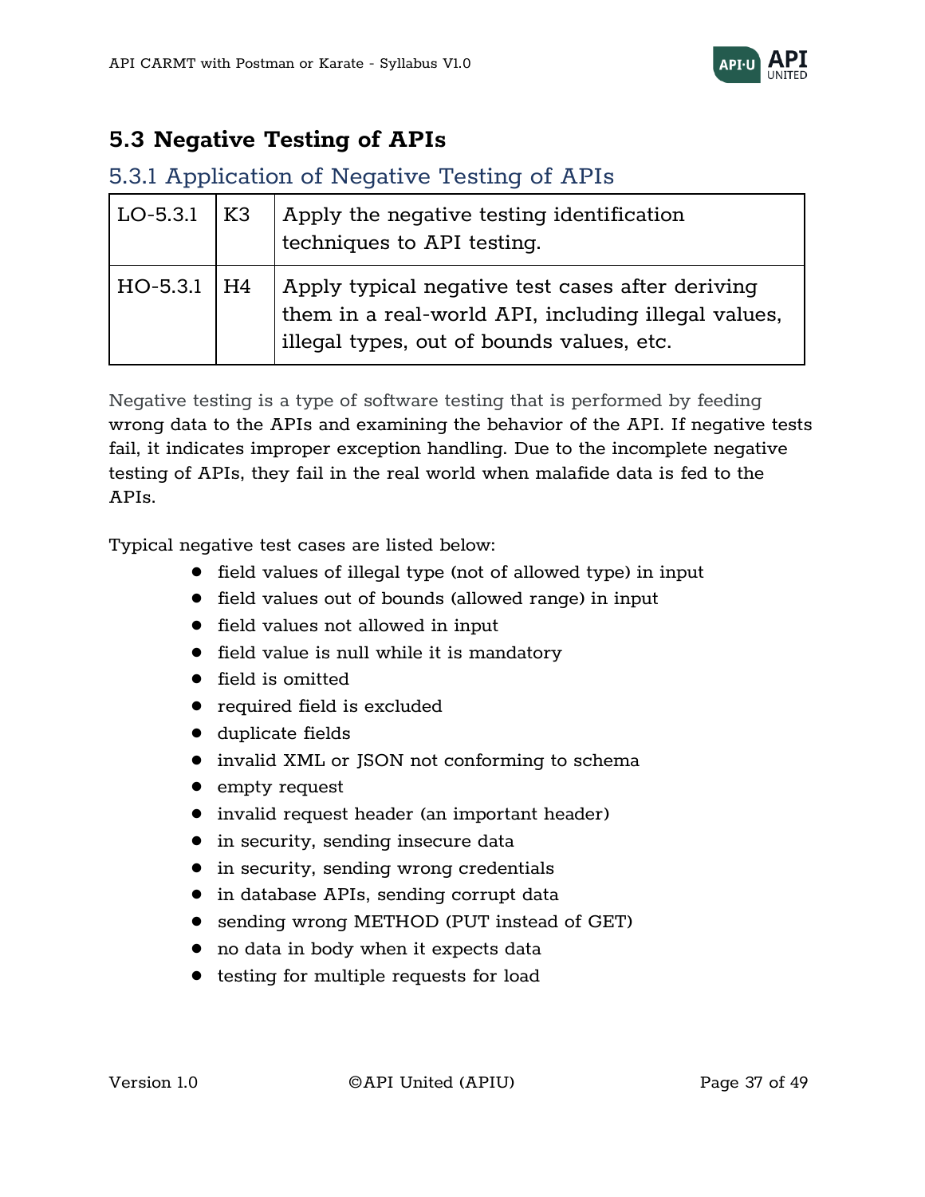## 5.3 Negative Testing of APIs

### 5.3.1 Application of Negative Testing of APIs

| | | |
|---|---|---|
| LO-5.3.1 | K3 | Apply the negative testing identification techniques to API testing. |
| HO-5.3.1 | H4 | Apply typical negative test cases after deriving them in a real-world API, including illegal values, illegal types, out of bounds values, etc. |

Negative testing is a type of software testing that is performed by feeding wrong data to the APIs and examining the behavior of the API. If negative tests fail, it indicates improper exception handling. Due to the incomplete negative testing of APIs, they fail in the real world when malafide data is fed to the APIs.

Typical negative test cases are listed below:

- field values of illegal type (not of allowed type) in input
- field values out of bounds (allowed range) in input
- field values not allowed in input
- field value is null while it is mandatory
- field is omitted
- required field is excluded
- duplicate fields
- invalid XML or JSON not conforming to schema
- empty request
- invalid request header (an important header)
- in security, sending insecure data
- in security, sending wrong credentials
- in database APIs, sending corrupt data
- sending wrong METHOD (PUT instead of GET)
- no data in body when it expects data
- testing for multiple requests for load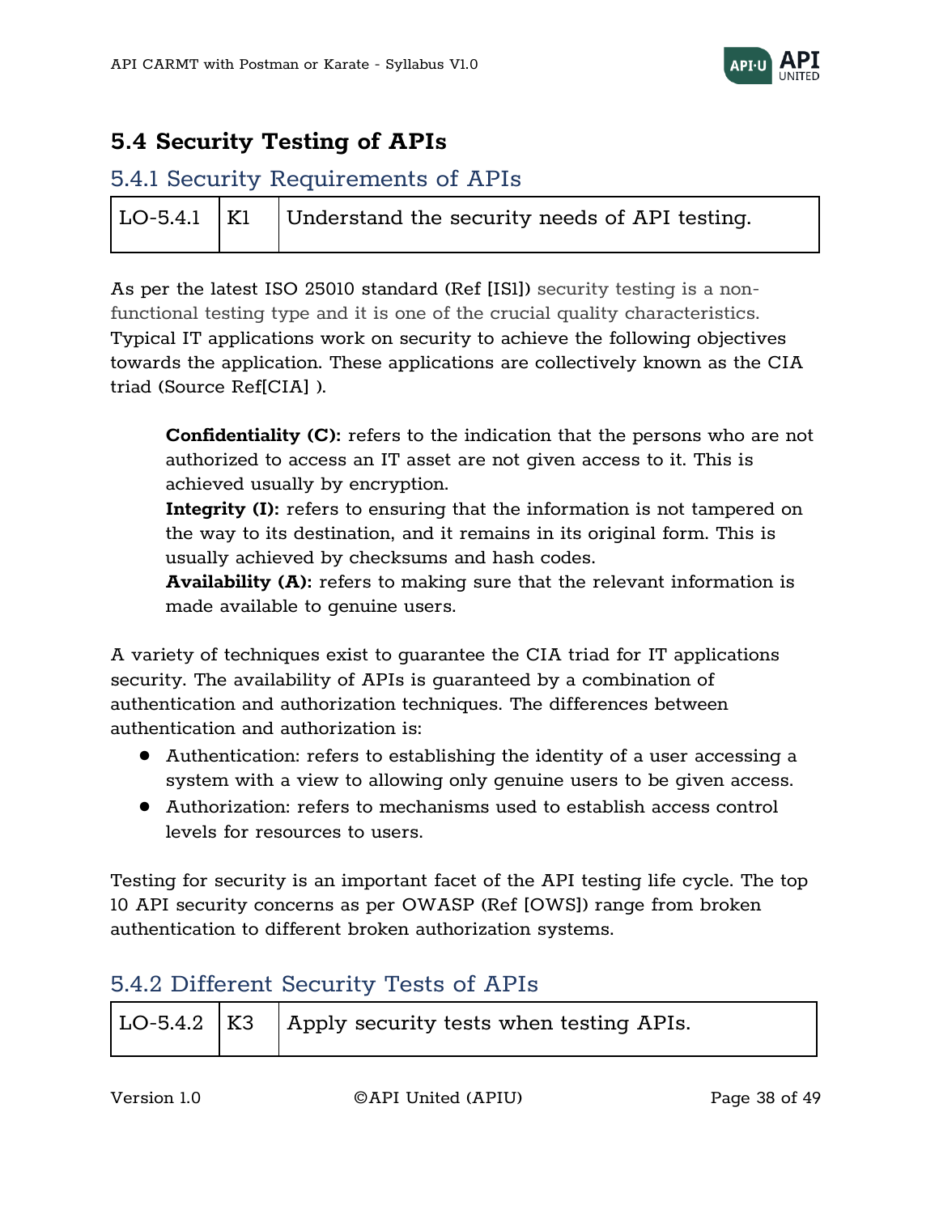## 5.4 Security Testing of APIs

### 5.4.1 Security Requirements of APIs

| LO-5.4.1 | K1 | Understand the security needs of API testing. |
|---|---|---|

As per the latest ISO 25010 standard (Ref [IS1]) security testing is a non-functional testing type and it is one of the crucial quality characteristics. Typical IT applications work on security to achieve the following objectives towards the application. These applications are collectively known as the CIA triad (Source Ref[CIA] ).

> **Confidentiality (C):** refers to the indication that the persons who are not authorized to access an IT asset are not given access to it. This is achieved usually by encryption.
> **Integrity (I):** refers to ensuring that the information is not tampered on the way to its destination, and it remains in its original form. This is usually achieved by checksums and hash codes.
> **Availability (A):** refers to making sure that the relevant information is made available to genuine users.

A variety of techniques exist to guarantee the CIA triad for IT applications security. The availability of APIs is guaranteed by a combination of authentication and authorization techniques. The differences between authentication and authorization is:

- Authentication: refers to establishing the identity of a user accessing a system with a view to allowing only genuine users to be given access.
- Authorization: refers to mechanisms used to establish access control levels for resources to users.

Testing for security is an important facet of the API testing life cycle. The top 10 API security concerns as per OWASP (Ref [OWS]) range from broken authentication to different broken authorization systems.

### 5.4.2 Different Security Tests of APIs

| LO-5.4.2 | K3 | Apply security tests when testing APIs. |
|---|---|---|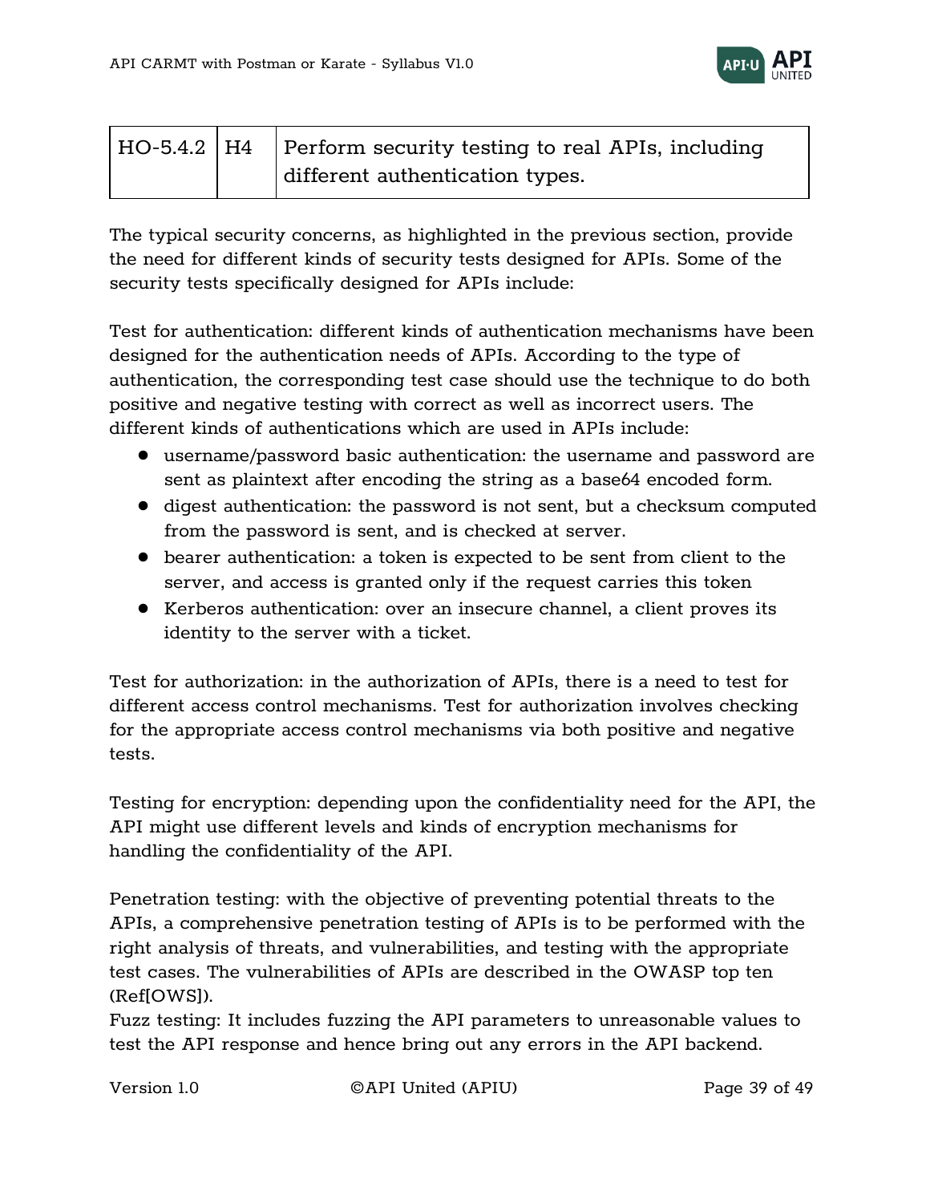| HO-5.4.2 | H4 | Perform security testing to real APIs, including different authentication types. |
| --- | --- | --- |

The typical security concerns, as highlighted in the previous section, provide the need for different kinds of security tests designed for APIs. Some of the security tests specifically designed for APIs include:

Test for authentication: different kinds of authentication mechanisms have been designed for the authentication needs of APIs. According to the type of authentication, the corresponding test case should use the technique to do both positive and negative testing with correct as well as incorrect users. The different kinds of authentications which are used in APIs include:

- username/password basic authentication: the username and password are sent as plaintext after encoding the string as a base64 encoded form.
- digest authentication: the password is not sent, but a checksum computed from the password is sent, and is checked at server.
- bearer authentication: a token is expected to be sent from client to the server, and access is granted only if the request carries this token
- Kerberos authentication: over an insecure channel, a client proves its identity to the server with a ticket.

Test for authorization: in the authorization of APIs, there is a need to test for different access control mechanisms. Test for authorization involves checking for the appropriate access control mechanisms via both positive and negative tests.

Testing for encryption: depending upon the confidentiality need for the API, the API might use different levels and kinds of encryption mechanisms for handling the confidentiality of the API.

Penetration testing: with the objective of preventing potential threats to the APIs, a comprehensive penetration testing of APIs is to be performed with the right analysis of threats, and vulnerabilities, and testing with the appropriate test cases. The vulnerabilities of APIs are described in the OWASP top ten (Ref[OWS]).
Fuzz testing: It includes fuzzing the API parameters to unreasonable values to test the API response and hence bring out any errors in the API backend.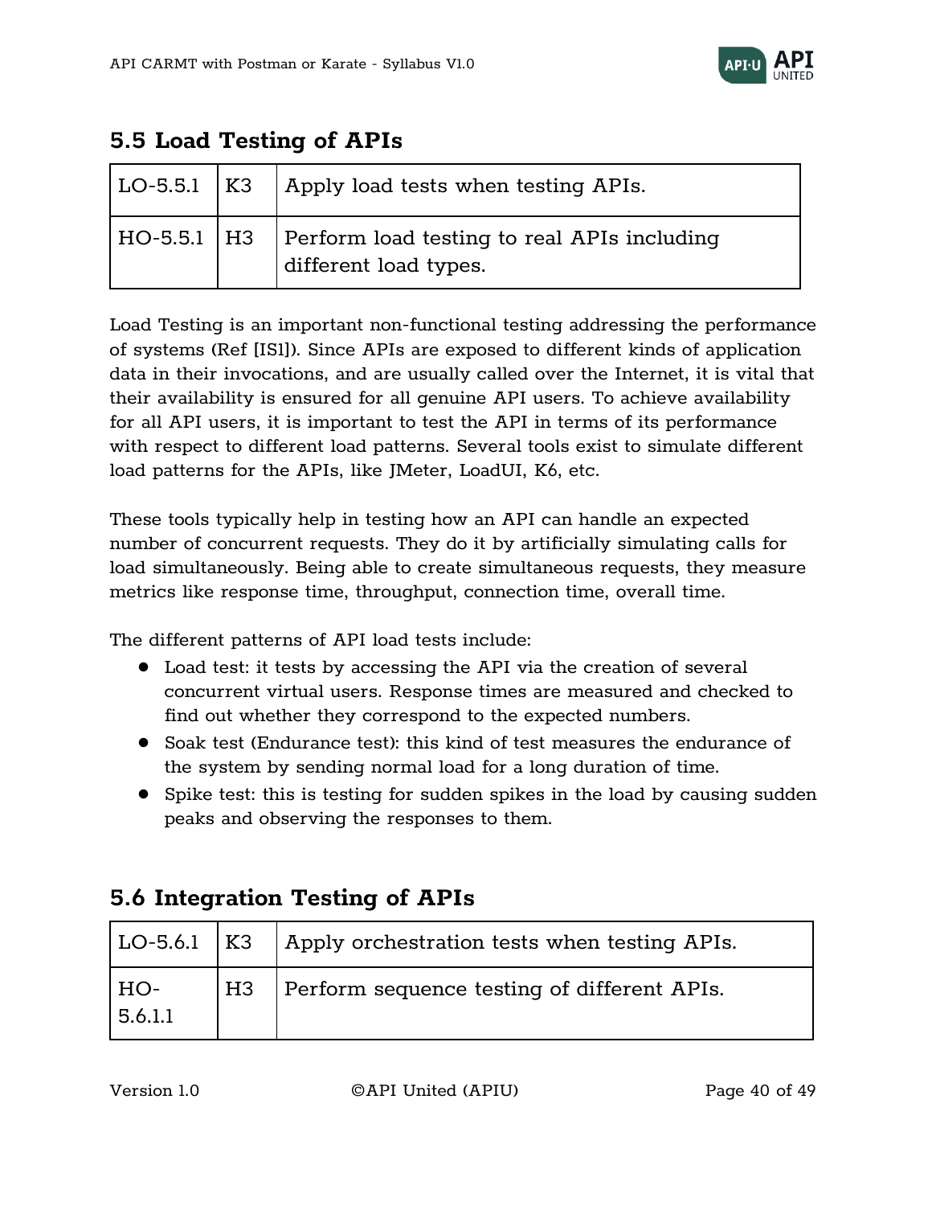## 5.5 Load Testing of APIs

| LO-5.5.1 | K3 | Apply load tests when testing APIs. |
|---|---|---|
| HO-5.5.1 | H3 | Perform load testing to real APIs including different load types. |

Load Testing is an important non-functional testing addressing the performance of systems (Ref [IS1]). Since APIs are exposed to different kinds of application data in their invocations, and are usually called over the Internet, it is vital that their availability is ensured for all genuine API users. To achieve availability for all API users, it is important to test the API in terms of its performance with respect to different load patterns. Several tools exist to simulate different load patterns for the APIs, like JMeter, LoadUI, K6, etc.

These tools typically help in testing how an API can handle an expected number of concurrent requests. They do it by artificially simulating calls for load simultaneously. Being able to create simultaneous requests, they measure metrics like response time, throughput, connection time, overall time.

The different patterns of API load tests include:

- Load test: it tests by accessing the API via the creation of several concurrent virtual users. Response times are measured and checked to find out whether they correspond to the expected numbers.
- Soak test (Endurance test): this kind of test measures the endurance of the system by sending normal load for a long duration of time.
- Spike test: this is testing for sudden spikes in the load by causing sudden peaks and observing the responses to them.

## 5.6 Integration Testing of APIs

| LO-5.6.1 | K3 | Apply orchestration tests when testing APIs. |
|---|---|---|
| HO-5.6.1.1 | H3 | Perform sequence testing of different APIs. |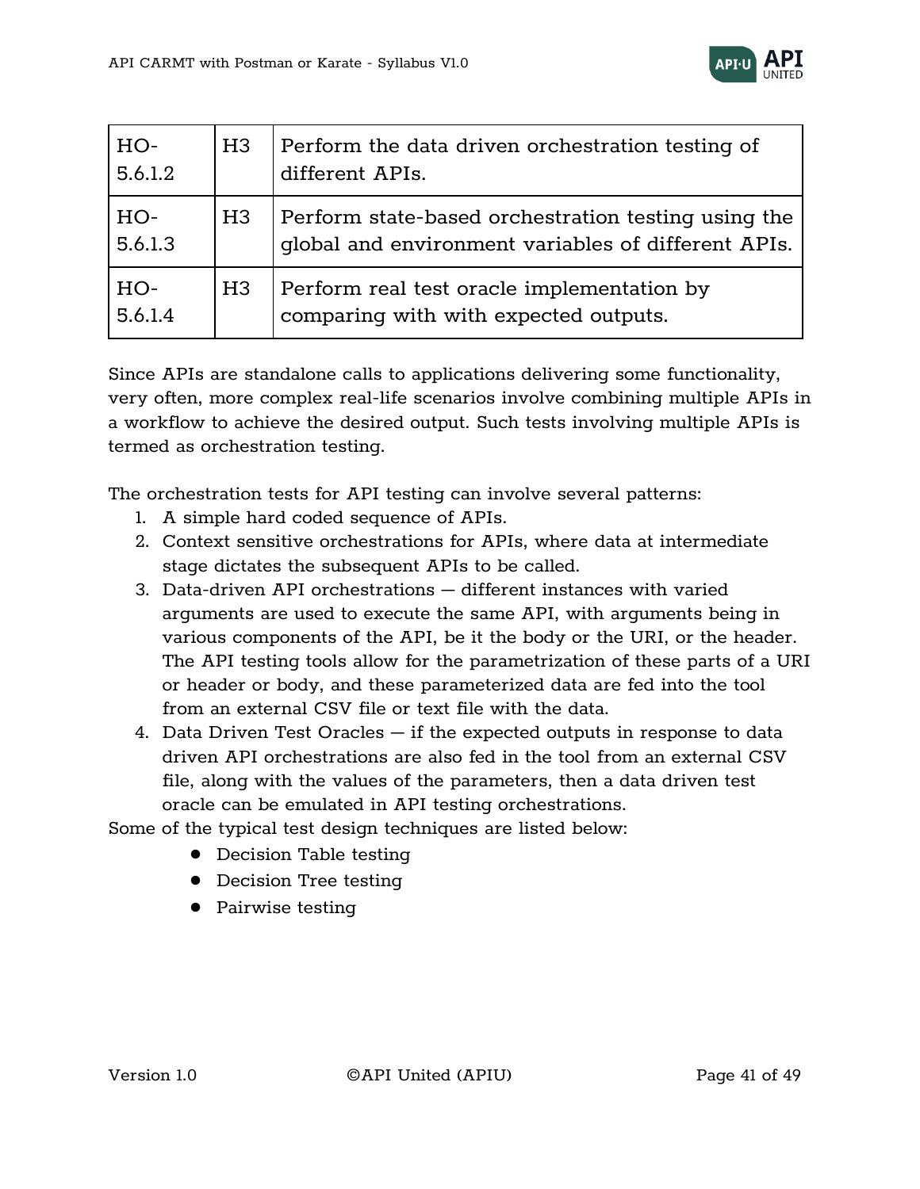| | | |
|---|---|---|
| HO-5.6.1.2 | H3 | Perform the data driven orchestration testing of different APIs. |
| HO-5.6.1.3 | H3 | Perform state-based orchestration testing using the global and environment variables of different APIs. |
| HO-5.6.1.4 | H3 | Perform real test oracle implementation by comparing with with expected outputs. |

Since APIs are standalone calls to applications delivering some functionality, very often, more complex real-life scenarios involve combining multiple APIs in a workflow to achieve the desired output. Such tests involving multiple APIs is termed as orchestration testing.

The orchestration tests for API testing can involve several patterns:

1. A simple hard coded sequence of APIs.
2. Context sensitive orchestrations for APIs, where data at intermediate stage dictates the subsequent APIs to be called.
3. Data-driven API orchestrations — different instances with varied arguments are used to execute the same API, with arguments being in various components of the API, be it the body or the URI, or the header. The API testing tools allow for the parametrization of these parts of a URI or header or body, and these parameterized data are fed into the tool from an external CSV file or text file with the data.
4. Data Driven Test Oracles — if the expected outputs in response to data driven API orchestrations are also fed in the tool from an external CSV file, along with the values of the parameters, then a data driven test oracle can be emulated in API testing orchestrations.

Some of the typical test design techniques are listed below:

- Decision Table testing
- Decision Tree testing
- Pairwise testing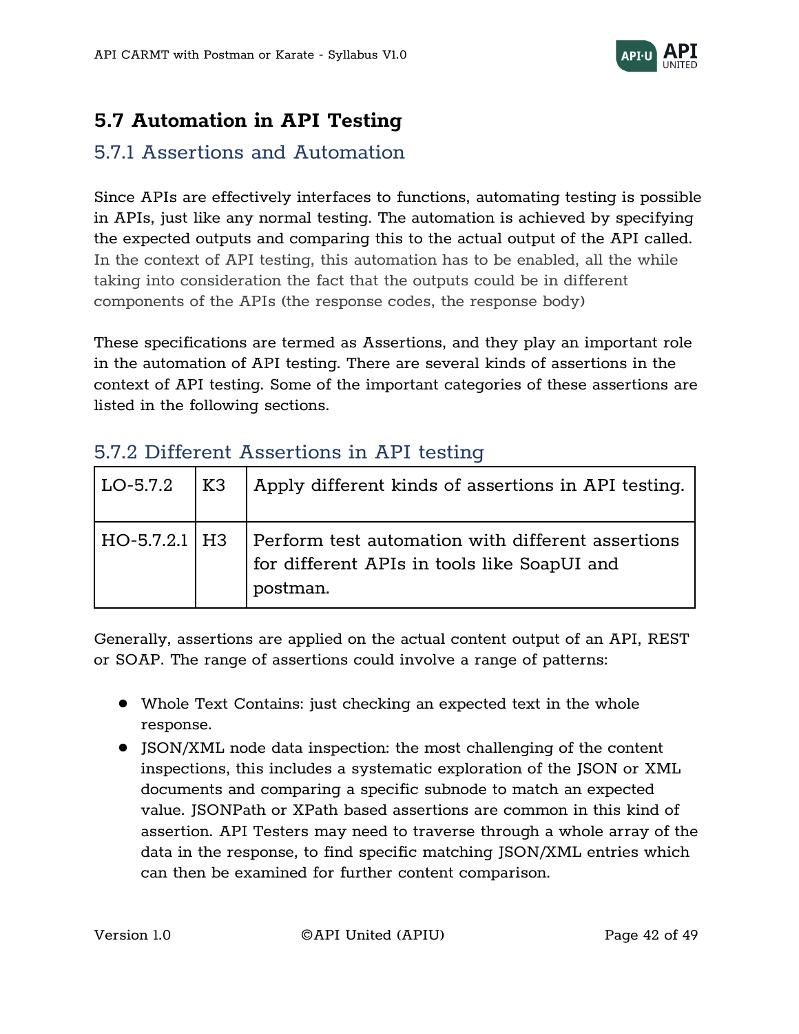## 5.7 Automation in API Testing

### 5.7.1 Assertions and Automation

Since APIs are effectively interfaces to functions, automating testing is possible in APIs, just like any normal testing. The automation is achieved by specifying the expected outputs and comparing this to the actual output of the API called. In the context of API testing, this automation has to be enabled, all the while taking into consideration the fact that the outputs could be in different components of the APIs (the response codes, the response body)

These specifications are termed as Assertions, and they play an important role in the automation of API testing. There are several kinds of assertions in the context of API testing. Some of the important categories of these assertions are listed in the following sections.

### 5.7.2 Different Assertions in API testing

| | | |
|---|---|---|
| LO-5.7.2 | K3 | Apply different kinds of assertions in API testing. |
| HO-5.7.2.1 | H3 | Perform test automation with different assertions for different APIs in tools like SoapUI and postman. |

Generally, assertions are applied on the actual content output of an API, REST or SOAP. The range of assertions could involve a range of patterns:

- Whole Text Contains: just checking an expected text in the whole response.
- JSON/XML node data inspection: the most challenging of the content inspections, this includes a systematic exploration of the JSON or XML documents and comparing a specific subnode to match an expected value. JSONPath or XPath based assertions are common in this kind of assertion. API Testers may need to traverse through a whole array of the data in the response, to find specific matching JSON/XML entries which can then be examined for further content comparison.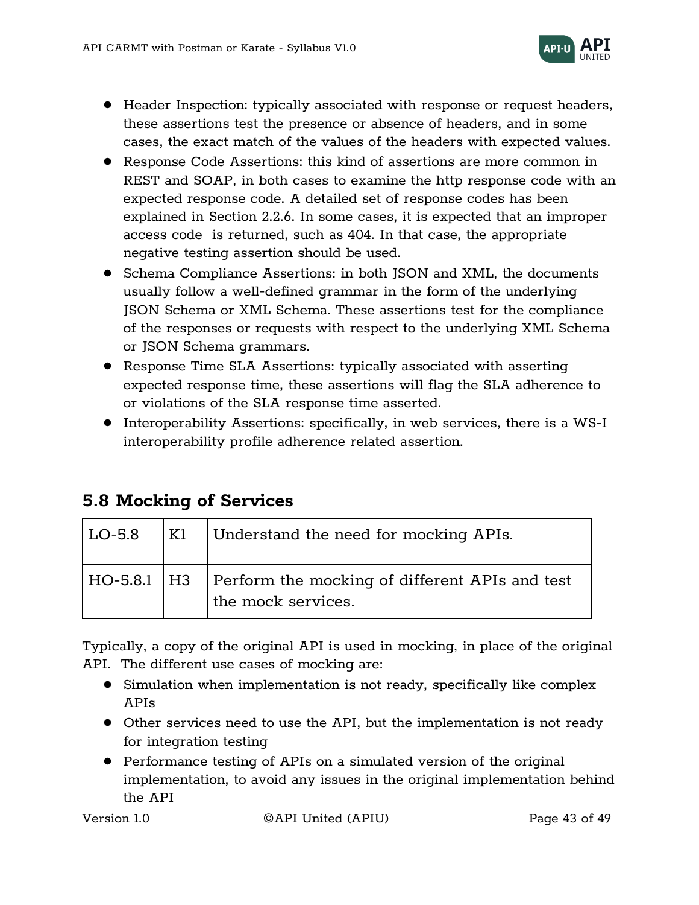- Header Inspection: typically associated with response or request headers, these assertions test the presence or absence of headers, and in some cases, the exact match of the values of the headers with expected values.
- Response Code Assertions: this kind of assertions are more common in REST and SOAP, in both cases to examine the http response code with an expected response code. A detailed set of response codes has been explained in Section 2.2.6. In some cases, it is expected that an improper access code is returned, such as 404. In that case, the appropriate negative testing assertion should be used.
- Schema Compliance Assertions: in both JSON and XML, the documents usually follow a well-defined grammar in the form of the underlying JSON Schema or XML Schema. These assertions test for the compliance of the responses or requests with respect to the underlying XML Schema or JSON Schema grammars.
- Response Time SLA Assertions: typically associated with asserting expected response time, these assertions will flag the SLA adherence to or violations of the SLA response time asserted.
- Interoperability Assertions: specifically, in web services, there is a WS-I interoperability profile adherence related assertion.

## 5.8 Mocking of Services

| LO-5.8 | K1 | Understand the need for mocking APIs. |
|---|---|---|
| HO-5.8.1 | H3 | Perform the mocking of different APIs and test the mock services. |

Typically, a copy of the original API is used in mocking, in place of the original API. The different use cases of mocking are:

- Simulation when implementation is not ready, specifically like complex APIs
- Other services need to use the API, but the implementation is not ready for integration testing
- Performance testing of APIs on a simulated version of the original implementation, to avoid any issues in the original implementation behind the API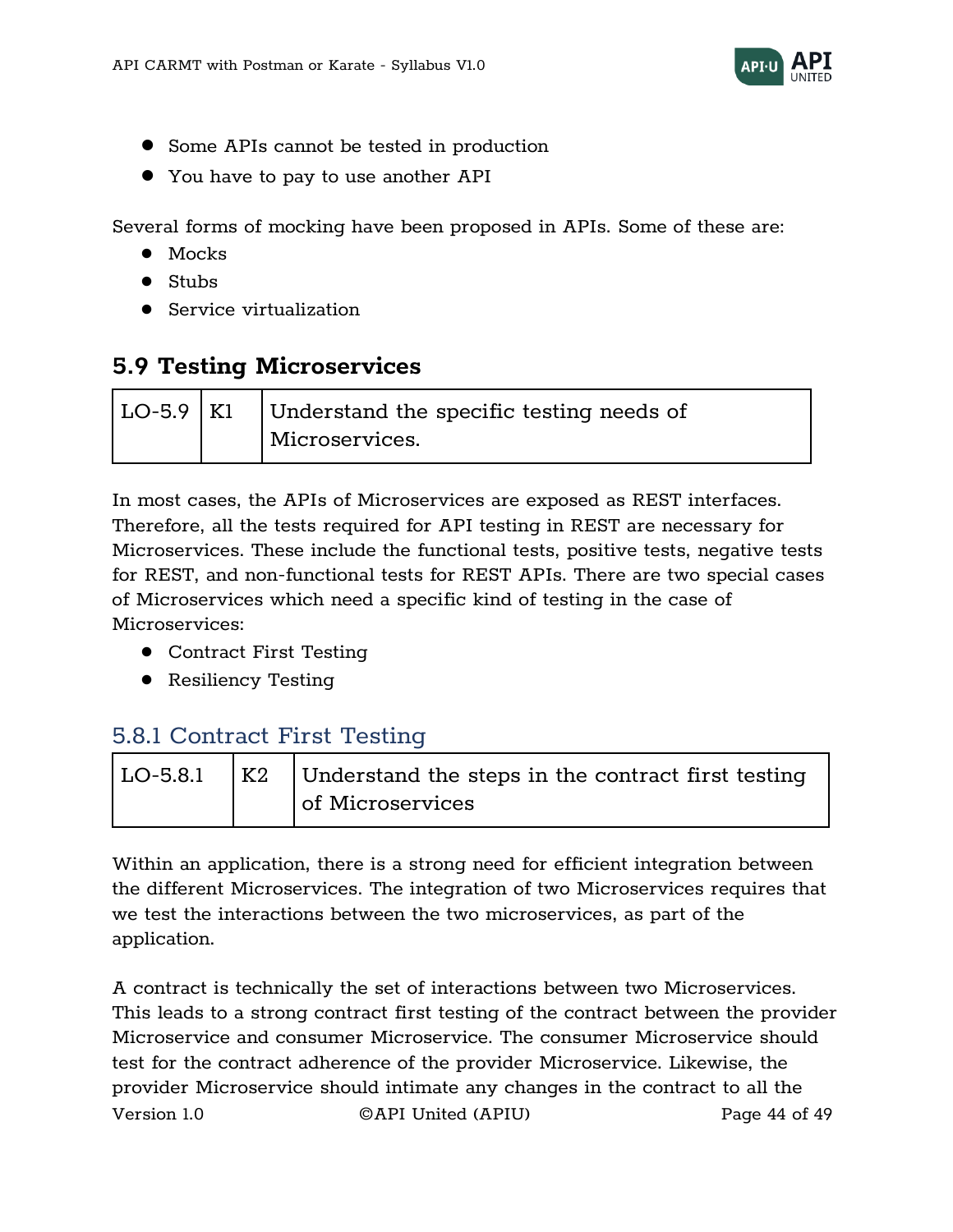- Some APIs cannot be tested in production
- You have to pay to use another API

Several forms of mocking have been proposed in APIs. Some of these are:

- Mocks
- Stubs
- Service virtualization

## 5.9 Testing Microservices

| LO-5.9 | K1 | Understand the specific testing needs of Microservices. |
|---|---|---|

In most cases, the APIs of Microservices are exposed as REST interfaces. Therefore, all the tests required for API testing in REST are necessary for Microservices. These include the functional tests, positive tests, negative tests for REST, and non-functional tests for REST APIs. There are two special cases of Microservices which need a specific kind of testing in the case of Microservices:

- Contract First Testing
- Resiliency Testing

### 5.8.1 Contract First Testing

| LO-5.8.1 | K2 | Understand the steps in the contract first testing of Microservices |
|---|---|---|

Within an application, there is a strong need for efficient integration between the different Microservices. The integration of two Microservices requires that we test the interactions between the two microservices, as part of the application.

A contract is technically the set of interactions between two Microservices. This leads to a strong contract first testing of the contract between the provider Microservice and consumer Microservice. The consumer Microservice should test for the contract adherence of the provider Microservice. Likewise, the provider Microservice should intimate any changes in the contract to all the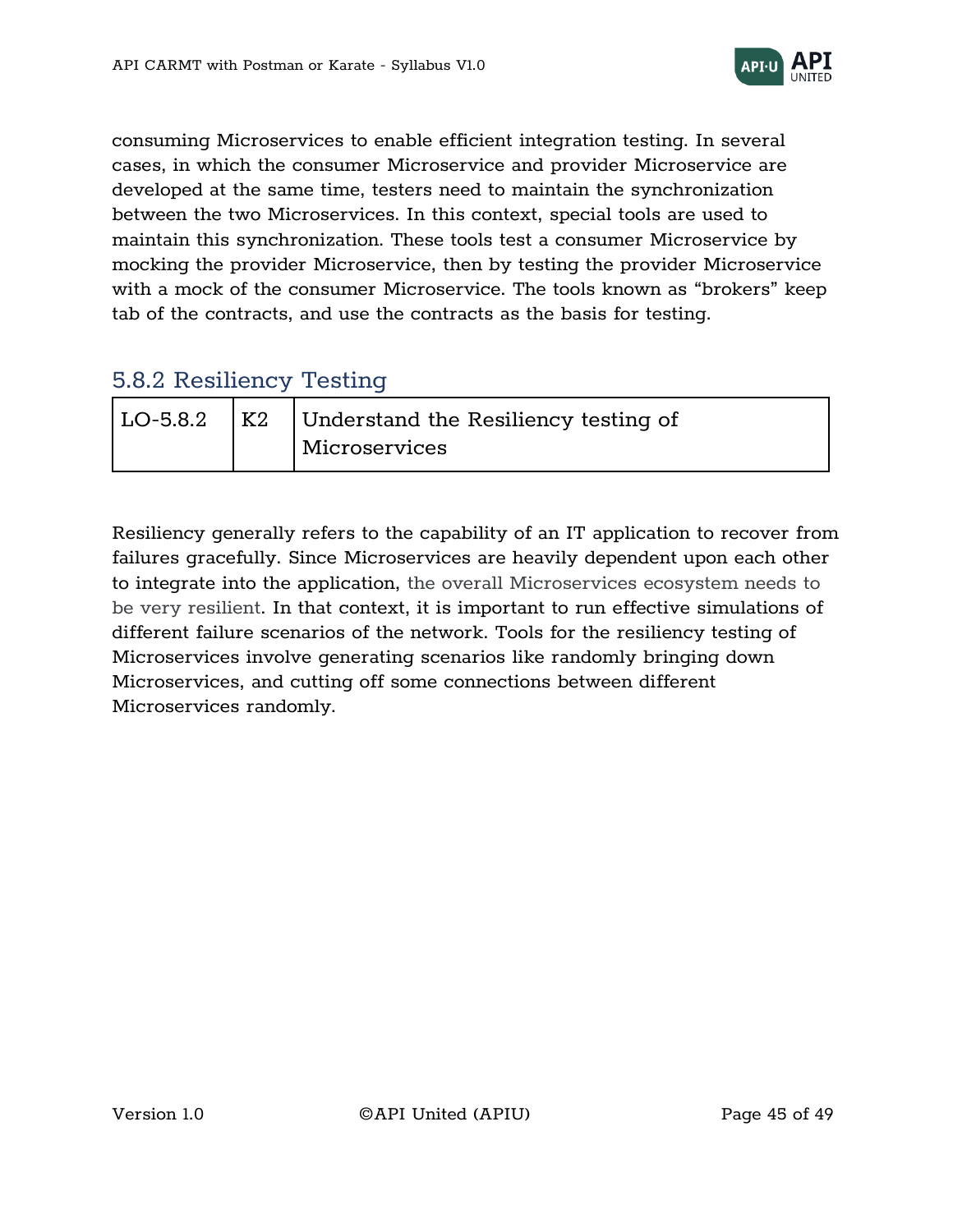consuming Microservices to enable efficient integration testing. In several cases, in which the consumer Microservice and provider Microservice are developed at the same time, testers need to maintain the synchronization between the two Microservices. In this context, special tools are used to maintain this synchronization. These tools test a consumer Microservice by mocking the provider Microservice, then by testing the provider Microservice with a mock of the consumer Microservice. The tools known as “brokers” keep tab of the contracts, and use the contracts as the basis for testing.

### 5.8.2 Resiliency Testing

| LO-5.8.2 | K2 | Understand the Resiliency testing of Microservices |
|---|---|---|

Resiliency generally refers to the capability of an IT application to recover from failures gracefully. Since Microservices are heavily dependent upon each other to integrate into the application, the overall Microservices ecosystem needs to be very resilient. In that context, it is important to run effective simulations of different failure scenarios of the network. Tools for the resiliency testing of Microservices involve generating scenarios like randomly bringing down Microservices, and cutting off some connections between different Microservices randomly.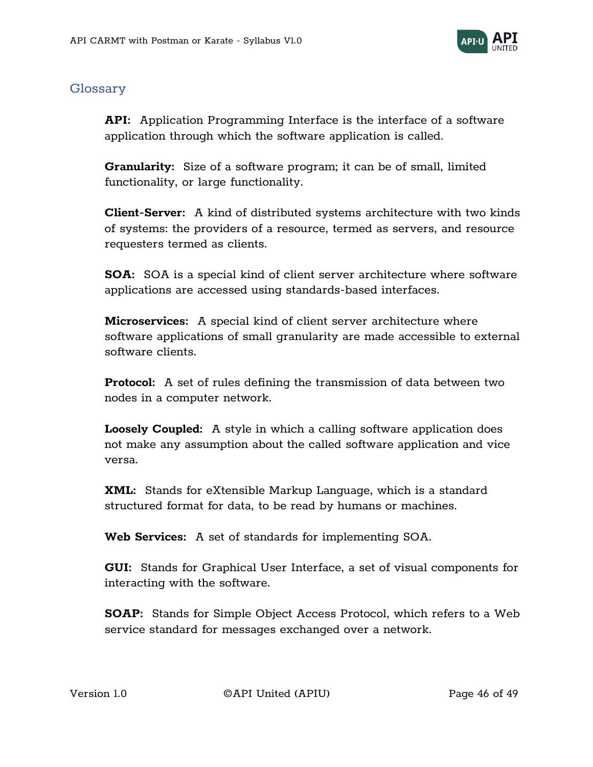## Glossary

**API:** Application Programming Interface is the interface of a software application through which the software application is called.

**Granularity:** Size of a software program; it can be of small, limited functionality, or large functionality.

**Client-Server:** A kind of distributed systems architecture with two kinds of systems: the providers of a resource, termed as servers, and resource requesters termed as clients.

**SOA:** SOA is a special kind of client server architecture where software applications are accessed using standards-based interfaces.

**Microservices:** A special kind of client server architecture where software applications of small granularity are made accessible to external software clients.

**Protocol:** A set of rules defining the transmission of data between two nodes in a computer network.

**Loosely Coupled:** A style in which a calling software application does not make any assumption about the called software application and vice versa.

**XML:** Stands for eXtensible Markup Language, which is a standard structured format for data, to be read by humans or machines.

**Web Services:** A set of standards for implementing SOA.

**GUI:** Stands for Graphical User Interface, a set of visual components for interacting with the software.

**SOAP:** Stands for Simple Object Access Protocol, which refers to a Web service standard for messages exchanged over a network.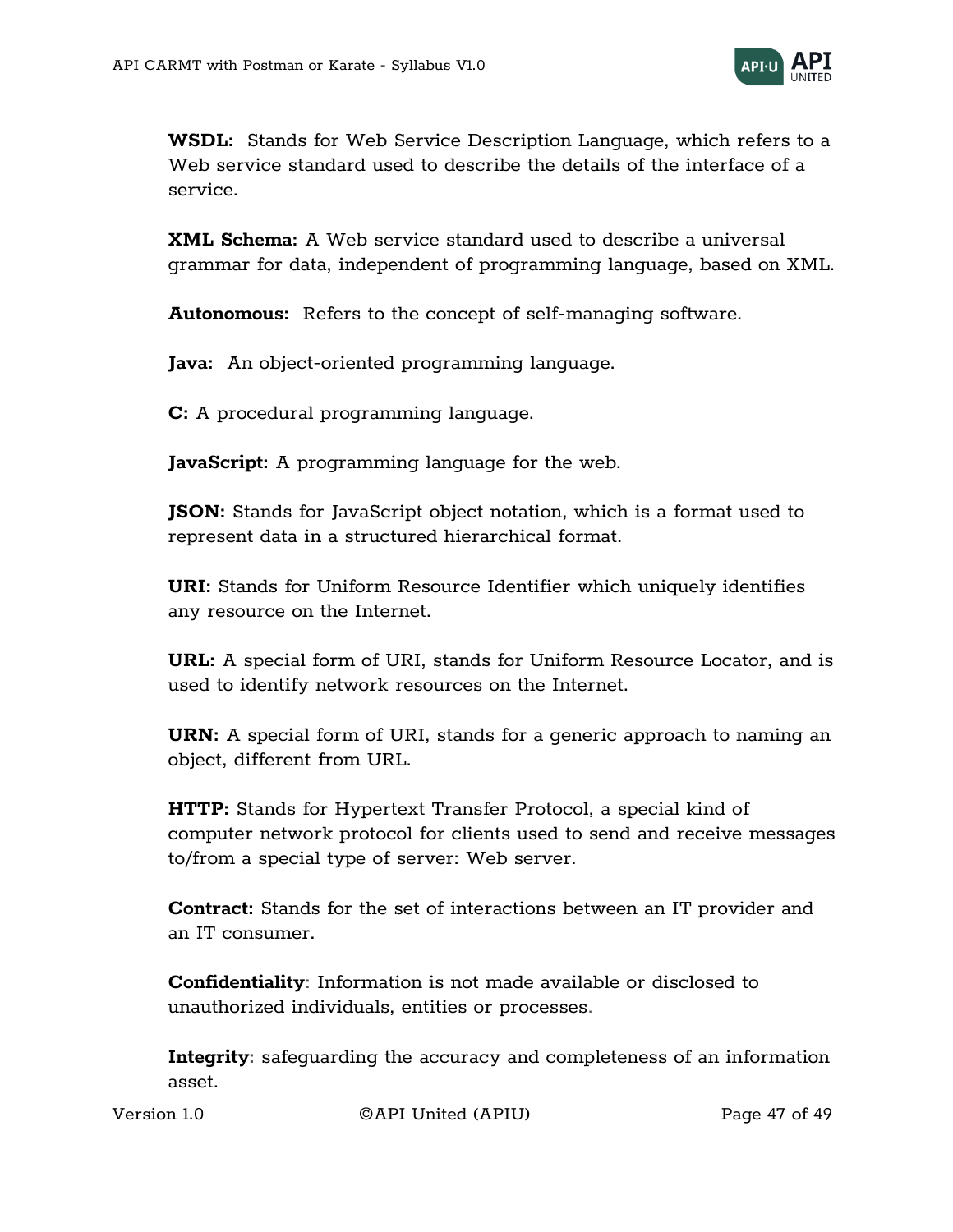**WSDL:** Stands for Web Service Description Language, which refers to a Web service standard used to describe the details of the interface of a service.

**XML Schema:** A Web service standard used to describe a universal grammar for data, independent of programming language, based on XML.

**Autonomous:** Refers to the concept of self-managing software.

**Java:** An object-oriented programming language.

**C:** A procedural programming language.

**JavaScript:** A programming language for the web.

**JSON:** Stands for JavaScript object notation, which is a format used to represent data in a structured hierarchical format.

**URI:** Stands for Uniform Resource Identifier which uniquely identifies any resource on the Internet.

**URL:** A special form of URI, stands for Uniform Resource Locator, and is used to identify network resources on the Internet.

**URN:** A special form of URI, stands for a generic approach to naming an object, different from URL.

**HTTP:** Stands for Hypertext Transfer Protocol, a special kind of computer network protocol for clients used to send and receive messages to/from a special type of server: Web server.

**Contract:** Stands for the set of interactions between an IT provider and an IT consumer.

**Confidentiality**: Information is not made available or disclosed to unauthorized individuals, entities or processes.

**Integrity**: safeguarding the accuracy and completeness of an information asset.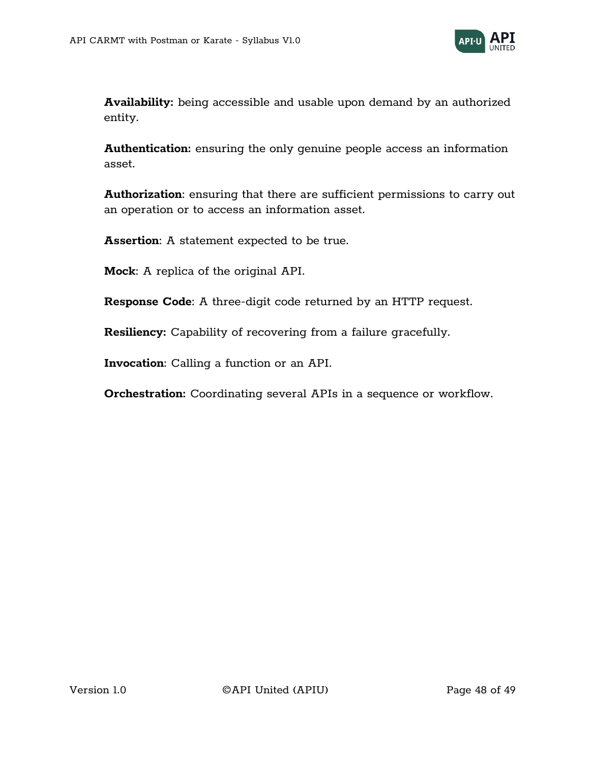**Availability:** being accessible and usable upon demand by an authorized entity.

**Authentication:** ensuring the only genuine people access an information asset.

**Authorization**: ensuring that there are sufficient permissions to carry out an operation or to access an information asset.

**Assertion**: A statement expected to be true.

**Mock**: A replica of the original API.

**Response Code**: A three-digit code returned by an HTTP request.

**Resiliency:** Capability of recovering from a failure gracefully.

**Invocation**: Calling a function or an API.

**Orchestration:** Coordinating several APIs in a sequence or workflow.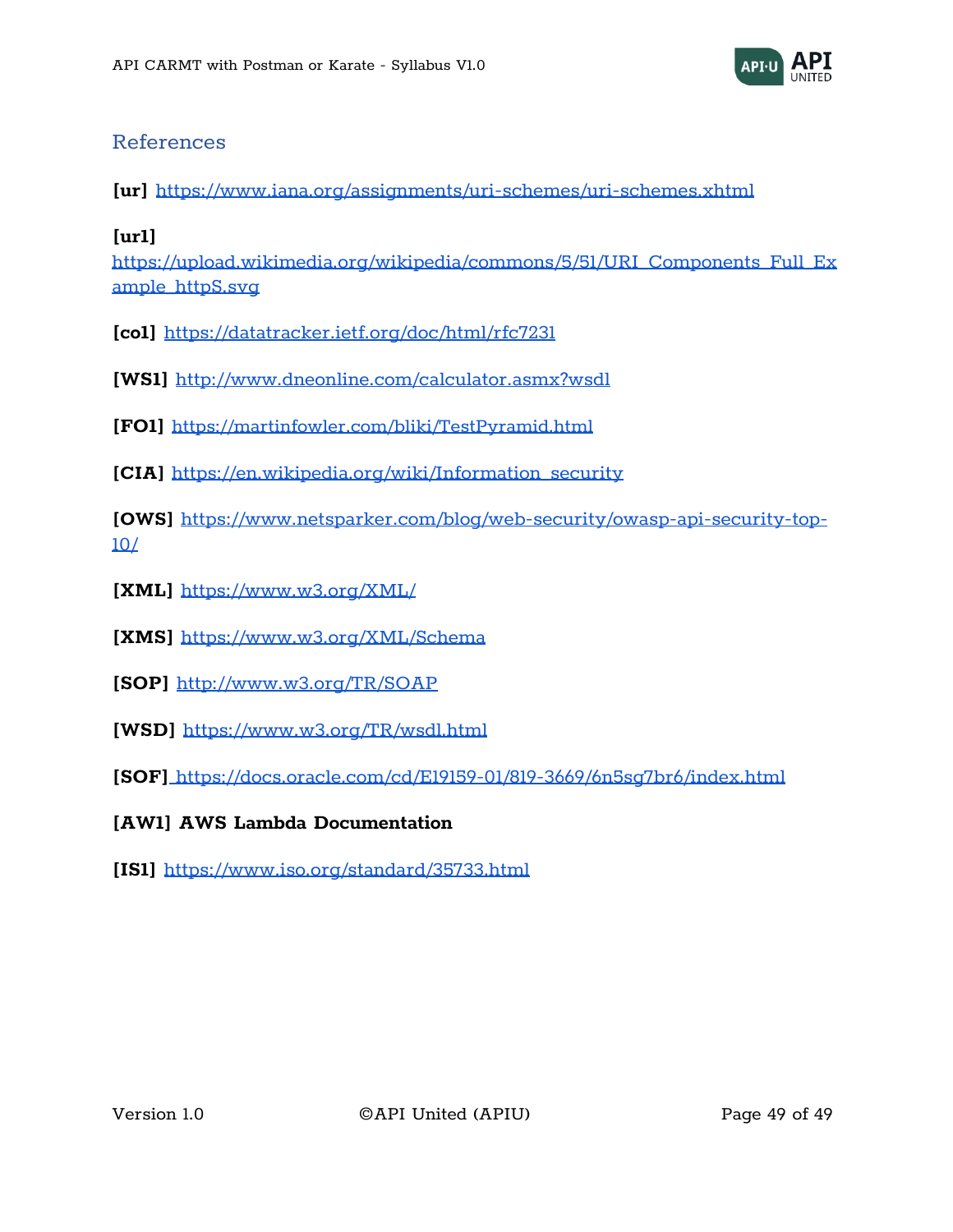## References

**[ur]** https://www.iana.org/assignments/uri-schemes/uri-schemes.xhtml

**[ur1]**
https://upload.wikimedia.org/wikipedia/commons/5/51/URI_Components_Full_Example_httpS.svg

**[co1]** https://datatracker.ietf.org/doc/html/rfc7231

**[WS1]** http://www.dneonline.com/calculator.asmx?wsdl

**[FO1]** https://martinfowler.com/bliki/TestPyramid.html

**[CIA]** https://en.wikipedia.org/wiki/Information_security

**[OWS]** https://www.netsparker.com/blog/web-security/owasp-api-security-top-10/

**[XML]** https://www.w3.org/XML/

**[XMS]** https://www.w3.org/XML/Schema

**[SOP]** http://www.w3.org/TR/SOAP

**[WSD]** https://www.w3.org/TR/wsdl.html

**[SOF]** https://docs.oracle.com/cd/E19159-01/819-3669/6n5sg7br6/index.html

**[AW1] AWS Lambda Documentation**

**[IS1]** https://www.iso.org/standard/35733.html